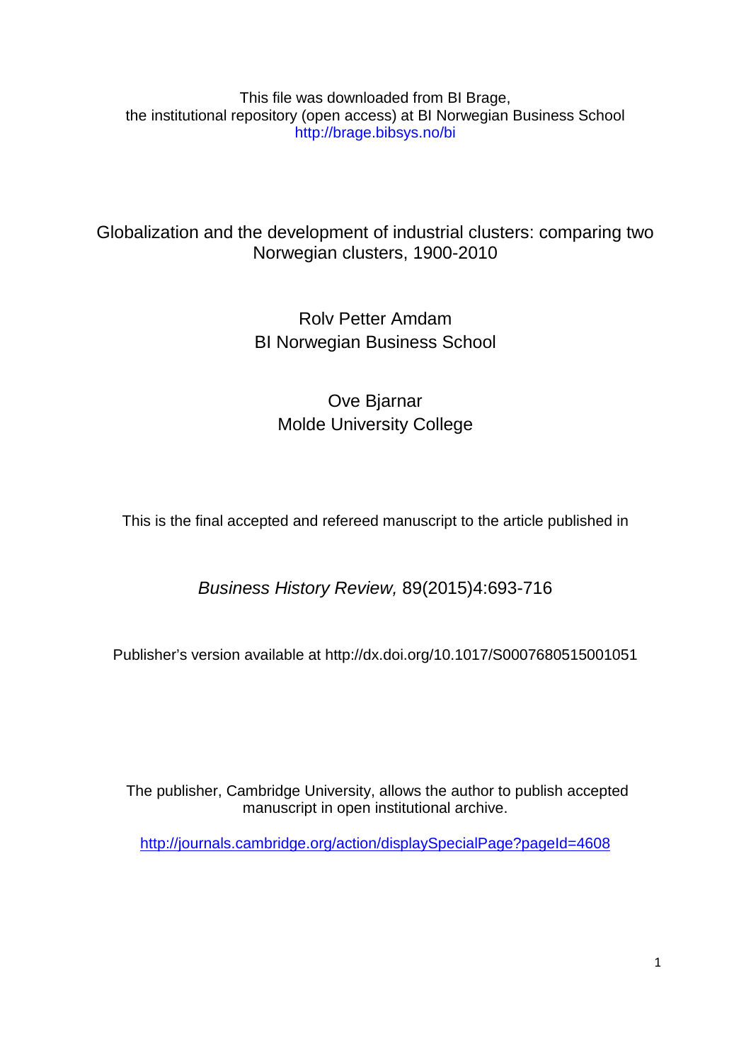This file was downloaded from BI Brage,
the institutional repository (open access) at BI Norwegian Business School
http://brage.bibsys.no/bi

# Globalization and the development of industrial clusters: comparing two Norwegian clusters, 1900-2010

Rolv Petter Amdam
BI Norwegian Business School

Ove Bjarnar
Molde University College

This is the final accepted and refereed manuscript to the article published in

*Business History Review,* 89(2015)4:693-716

Publisher's version available at http://dx.doi.org/10.1017/S0007680515001051

The publisher, Cambridge University, allows the author to publish accepted manuscript in open institutional archive.

http://journals.cambridge.org/action/displaySpecialPage?pageId=4608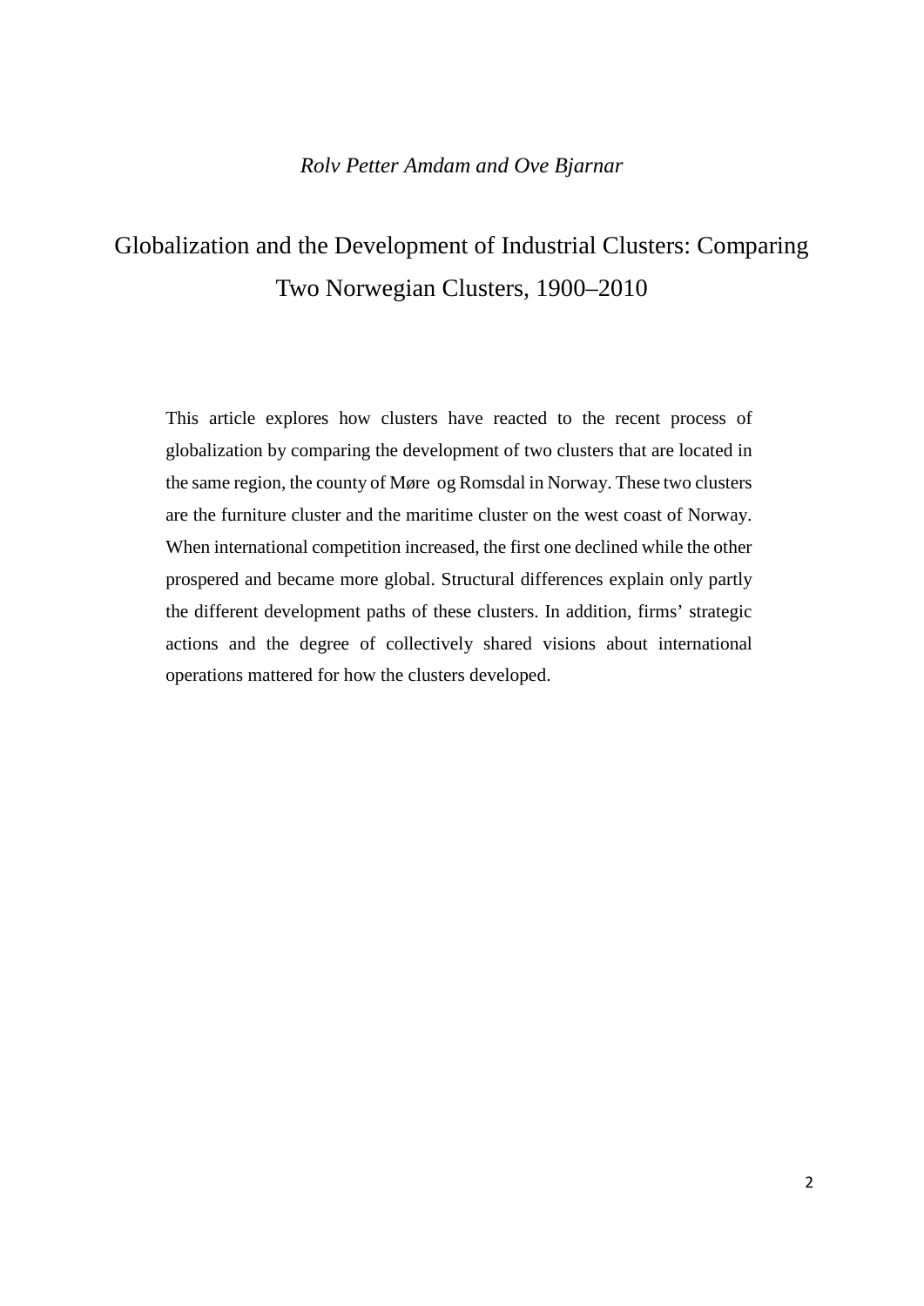*Rolv Petter Amdam and Ove Bjarnar*

# Globalization and the Development of Industrial Clusters: Comparing Two Norwegian Clusters, 1900–2010

This article explores how clusters have reacted to the recent process of globalization by comparing the development of two clusters that are located in the same region, the county of Møre og Romsdal in Norway. These two clusters are the furniture cluster and the maritime cluster on the west coast of Norway. When international competition increased, the first one declined while the other prospered and became more global. Structural differences explain only partly the different development paths of these clusters. In addition, firms' strategic actions and the degree of collectively shared visions about international operations mattered for how the clusters developed.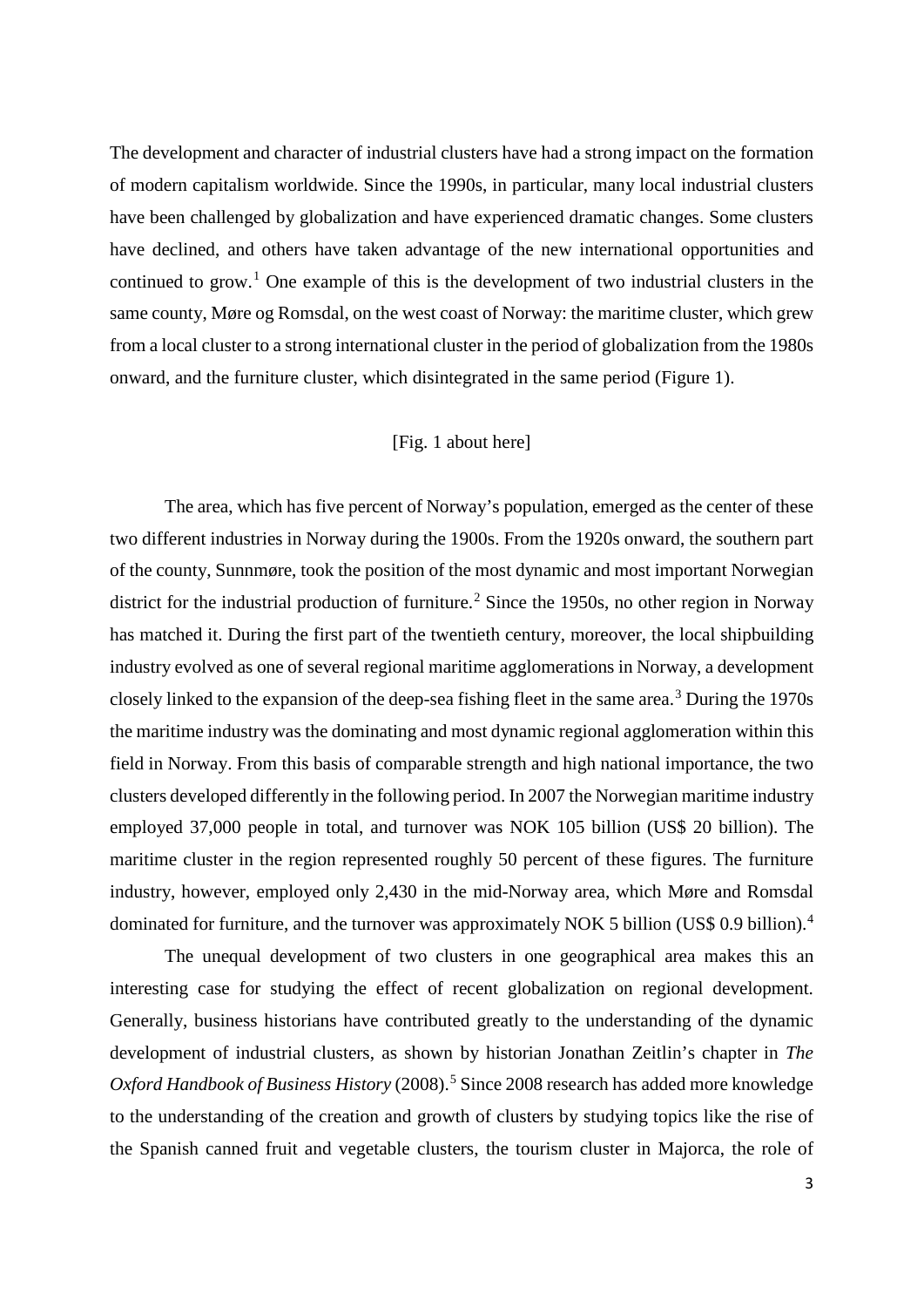The development and character of industrial clusters have had a strong impact on the formation of modern capitalism worldwide. Since the 1990s, in particular, many local industrial clusters have been challenged by globalization and have experienced dramatic changes. Some clusters have declined, and others have taken advantage of the new international opportunities and continued to grow.[1] One example of this is the development of two industrial clusters in the same county, Møre og Romsdal, on the west coast of Norway: the maritime cluster, which grew from a local cluster to a strong international cluster in the period of globalization from the 1980s onward, and the furniture cluster, which disintegrated in the same period (Figure 1).

[Fig. 1 about here]

The area, which has five percent of Norway's population, emerged as the center of these two different industries in Norway during the 1900s. From the 1920s onward, the southern part of the county, Sunnmøre, took the position of the most dynamic and most important Norwegian district for the industrial production of furniture.[2] Since the 1950s, no other region in Norway has matched it. During the first part of the twentieth century, moreover, the local shipbuilding industry evolved as one of several regional maritime agglomerations in Norway, a development closely linked to the expansion of the deep-sea fishing fleet in the same area.[3] During the 1970s the maritime industry was the dominating and most dynamic regional agglomeration within this field in Norway. From this basis of comparable strength and high national importance, the two clusters developed differently in the following period. In 2007 the Norwegian maritime industry employed 37,000 people in total, and turnover was NOK 105 billion (US$ 20 billion). The maritime cluster in the region represented roughly 50 percent of these figures. The furniture industry, however, employed only 2,430 in the mid-Norway area, which Møre and Romsdal dominated for furniture, and the turnover was approximately NOK 5 billion (US$ 0.9 billion).[4]

The unequal development of two clusters in one geographical area makes this an interesting case for studying the effect of recent globalization on regional development. Generally, business historians have contributed greatly to the understanding of the dynamic development of industrial clusters, as shown by historian Jonathan Zeitlin's chapter in *The Oxford Handbook of Business History* (2008).[5] Since 2008 research has added more knowledge to the understanding of the creation and growth of clusters by studying topics like the rise of the Spanish canned fruit and vegetable clusters, the tourism cluster in Majorca, the role of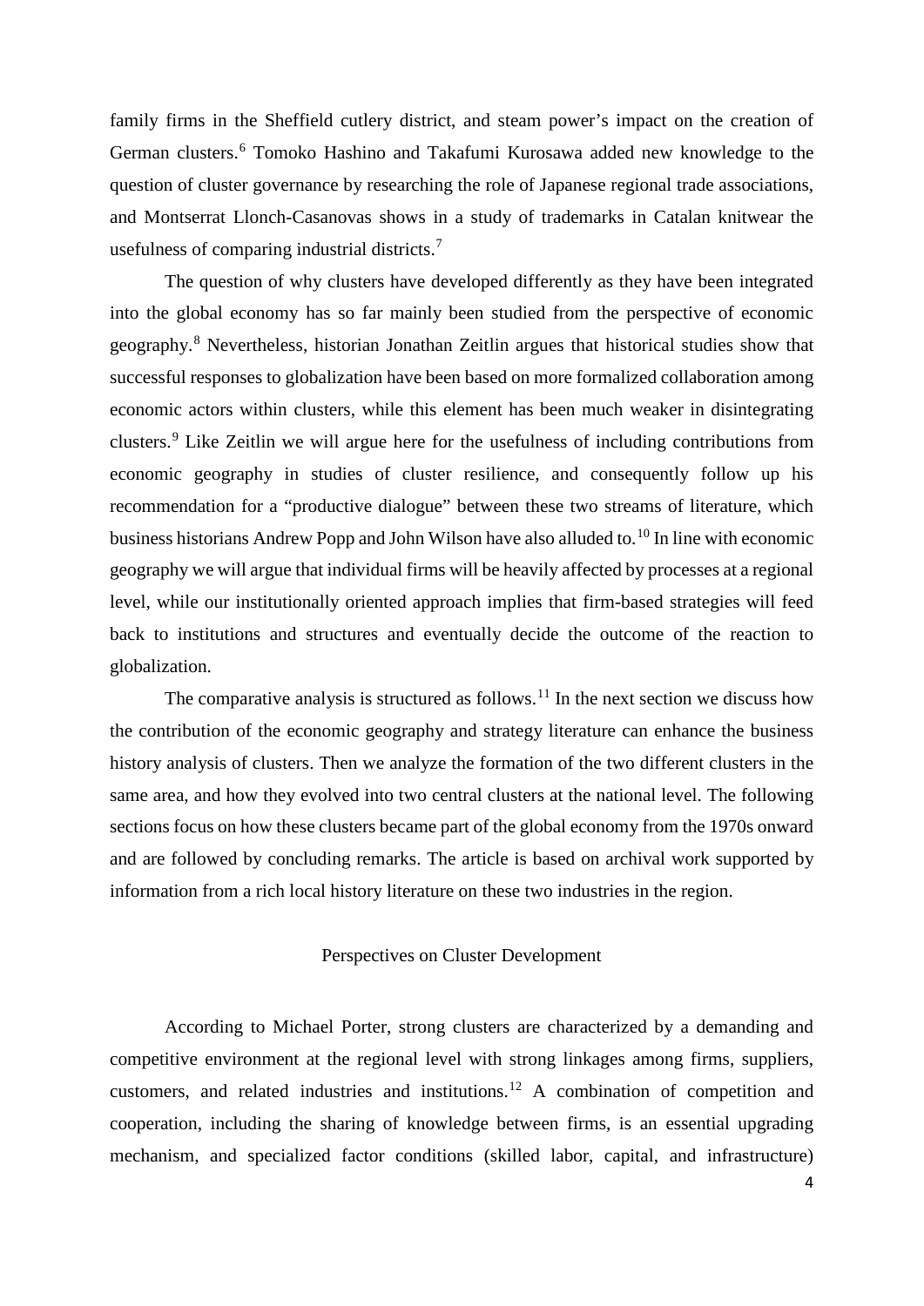family firms in the Sheffield cutlery district, and steam power's impact on the creation of German clusters.[6] Tomoko Hashino and Takafumi Kurosawa added new knowledge to the question of cluster governance by researching the role of Japanese regional trade associations, and Montserrat Llonch-Casanovas shows in a study of trademarks in Catalan knitwear the usefulness of comparing industrial districts.[7]

The question of why clusters have developed differently as they have been integrated into the global economy has so far mainly been studied from the perspective of economic geography.[8] Nevertheless, historian Jonathan Zeitlin argues that historical studies show that successful responses to globalization have been based on more formalized collaboration among economic actors within clusters, while this element has been much weaker in disintegrating clusters.[9] Like Zeitlin we will argue here for the usefulness of including contributions from economic geography in studies of cluster resilience, and consequently follow up his recommendation for a "productive dialogue" between these two streams of literature, which business historians Andrew Popp and John Wilson have also alluded to.[10] In line with economic geography we will argue that individual firms will be heavily affected by processes at a regional level, while our institutionally oriented approach implies that firm-based strategies will feed back to institutions and structures and eventually decide the outcome of the reaction to globalization.

The comparative analysis is structured as follows.[11] In the next section we discuss how the contribution of the economic geography and strategy literature can enhance the business history analysis of clusters. Then we analyze the formation of the two different clusters in the same area, and how they evolved into two central clusters at the national level. The following sections focus on how these clusters became part of the global economy from the 1970s onward and are followed by concluding remarks. The article is based on archival work supported by information from a rich local history literature on these two industries in the region.

## Perspectives on Cluster Development

According to Michael Porter, strong clusters are characterized by a demanding and competitive environment at the regional level with strong linkages among firms, suppliers, customers, and related industries and institutions.[12] A combination of competition and cooperation, including the sharing of knowledge between firms, is an essential upgrading mechanism, and specialized factor conditions (skilled labor, capital, and infrastructure)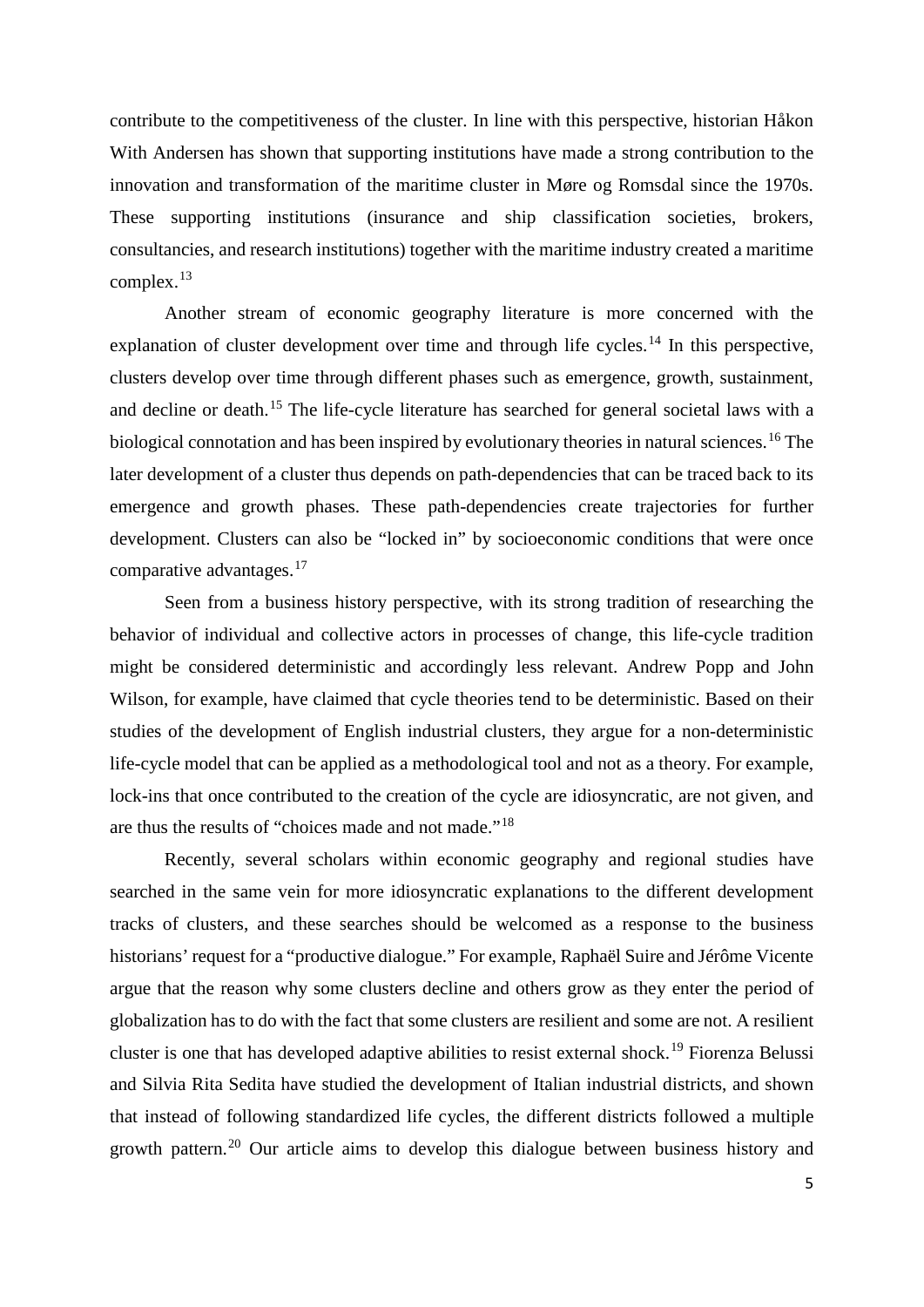contribute to the competitiveness of the cluster. In line with this perspective, historian Håkon With Andersen has shown that supporting institutions have made a strong contribution to the innovation and transformation of the maritime cluster in Møre og Romsdal since the 1970s. These supporting institutions (insurance and ship classification societies, brokers, consultancies, and research institutions) together with the maritime industry created a maritime complex.[13]

Another stream of economic geography literature is more concerned with the explanation of cluster development over time and through life cycles.[14] In this perspective, clusters develop over time through different phases such as emergence, growth, sustainment, and decline or death.[15] The life-cycle literature has searched for general societal laws with a biological connotation and has been inspired by evolutionary theories in natural sciences.[16] The later development of a cluster thus depends on path-dependencies that can be traced back to its emergence and growth phases. These path-dependencies create trajectories for further development. Clusters can also be "locked in" by socioeconomic conditions that were once comparative advantages.[17]

Seen from a business history perspective, with its strong tradition of researching the behavior of individual and collective actors in processes of change, this life-cycle tradition might be considered deterministic and accordingly less relevant. Andrew Popp and John Wilson, for example, have claimed that cycle theories tend to be deterministic. Based on their studies of the development of English industrial clusters, they argue for a non-deterministic life-cycle model that can be applied as a methodological tool and not as a theory. For example, lock-ins that once contributed to the creation of the cycle are idiosyncratic, are not given, and are thus the results of "choices made and not made."[18]

Recently, several scholars within economic geography and regional studies have searched in the same vein for more idiosyncratic explanations to the different development tracks of clusters, and these searches should be welcomed as a response to the business historians' request for a "productive dialogue." For example, Raphaël Suire and Jérôme Vicente argue that the reason why some clusters decline and others grow as they enter the period of globalization has to do with the fact that some clusters are resilient and some are not. A resilient cluster is one that has developed adaptive abilities to resist external shock.[19] Fiorenza Belussi and Silvia Rita Sedita have studied the development of Italian industrial districts, and shown that instead of following standardized life cycles, the different districts followed a multiple growth pattern.[20] Our article aims to develop this dialogue between business history and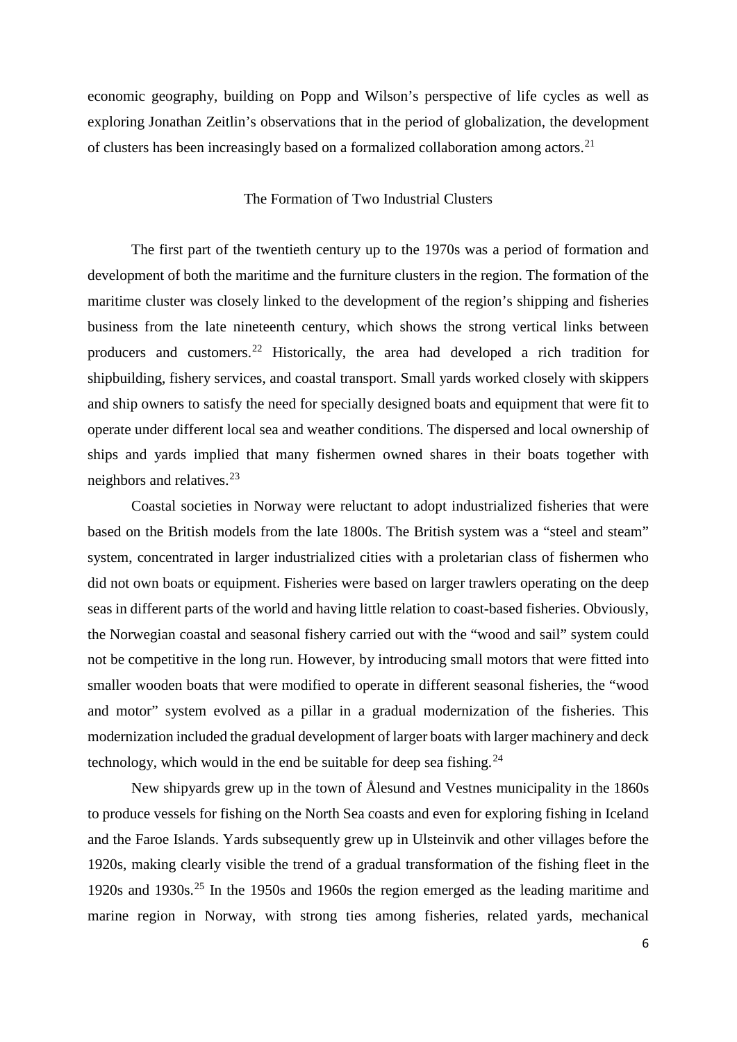economic geography, building on Popp and Wilson's perspective of life cycles as well as exploring Jonathan Zeitlin's observations that in the period of globalization, the development of clusters has been increasingly based on a formalized collaboration among actors.[21]

## The Formation of Two Industrial Clusters

The first part of the twentieth century up to the 1970s was a period of formation and development of both the maritime and the furniture clusters in the region. The formation of the maritime cluster was closely linked to the development of the region's shipping and fisheries business from the late nineteenth century, which shows the strong vertical links between producers and customers.[22] Historically, the area had developed a rich tradition for shipbuilding, fishery services, and coastal transport. Small yards worked closely with skippers and ship owners to satisfy the need for specially designed boats and equipment that were fit to operate under different local sea and weather conditions. The dispersed and local ownership of ships and yards implied that many fishermen owned shares in their boats together with neighbors and relatives.[23]

Coastal societies in Norway were reluctant to adopt industrialized fisheries that were based on the British models from the late 1800s. The British system was a "steel and steam" system, concentrated in larger industrialized cities with a proletarian class of fishermen who did not own boats or equipment. Fisheries were based on larger trawlers operating on the deep seas in different parts of the world and having little relation to coast-based fisheries. Obviously, the Norwegian coastal and seasonal fishery carried out with the "wood and sail" system could not be competitive in the long run. However, by introducing small motors that were fitted into smaller wooden boats that were modified to operate in different seasonal fisheries, the "wood and motor" system evolved as a pillar in a gradual modernization of the fisheries. This modernization included the gradual development of larger boats with larger machinery and deck technology, which would in the end be suitable for deep sea fishing.[24]

New shipyards grew up in the town of Ålesund and Vestnes municipality in the 1860s to produce vessels for fishing on the North Sea coasts and even for exploring fishing in Iceland and the Faroe Islands. Yards subsequently grew up in Ulsteinvik and other villages before the 1920s, making clearly visible the trend of a gradual transformation of the fishing fleet in the 1920s and 1930s.[25] In the 1950s and 1960s the region emerged as the leading maritime and marine region in Norway, with strong ties among fisheries, related yards, mechanical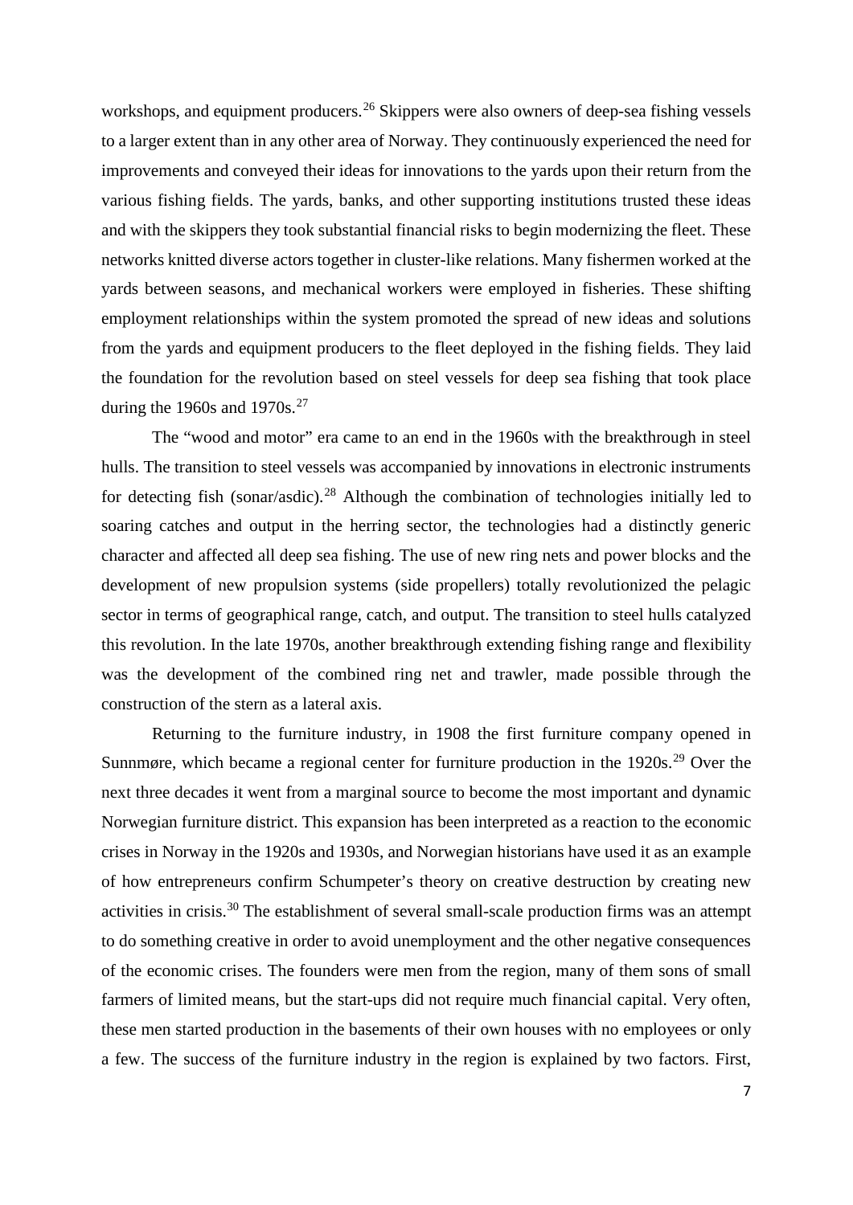workshops, and equipment producers.[26] Skippers were also owners of deep-sea fishing vessels to a larger extent than in any other area of Norway. They continuously experienced the need for improvements and conveyed their ideas for innovations to the yards upon their return from the various fishing fields. The yards, banks, and other supporting institutions trusted these ideas and with the skippers they took substantial financial risks to begin modernizing the fleet. These networks knitted diverse actors together in cluster-like relations. Many fishermen worked at the yards between seasons, and mechanical workers were employed in fisheries. These shifting employment relationships within the system promoted the spread of new ideas and solutions from the yards and equipment producers to the fleet deployed in the fishing fields. They laid the foundation for the revolution based on steel vessels for deep sea fishing that took place during the 1960s and 1970s.[27]

The "wood and motor" era came to an end in the 1960s with the breakthrough in steel hulls. The transition to steel vessels was accompanied by innovations in electronic instruments for detecting fish (sonar/asdic).[28] Although the combination of technologies initially led to soaring catches and output in the herring sector, the technologies had a distinctly generic character and affected all deep sea fishing. The use of new ring nets and power blocks and the development of new propulsion systems (side propellers) totally revolutionized the pelagic sector in terms of geographical range, catch, and output. The transition to steel hulls catalyzed this revolution. In the late 1970s, another breakthrough extending fishing range and flexibility was the development of the combined ring net and trawler, made possible through the construction of the stern as a lateral axis.

Returning to the furniture industry, in 1908 the first furniture company opened in Sunnmøre, which became a regional center for furniture production in the 1920s.[29] Over the next three decades it went from a marginal source to become the most important and dynamic Norwegian furniture district. This expansion has been interpreted as a reaction to the economic crises in Norway in the 1920s and 1930s, and Norwegian historians have used it as an example of how entrepreneurs confirm Schumpeter's theory on creative destruction by creating new activities in crisis.[30] The establishment of several small-scale production firms was an attempt to do something creative in order to avoid unemployment and the other negative consequences of the economic crises. The founders were men from the region, many of them sons of small farmers of limited means, but the start-ups did not require much financial capital. Very often, these men started production in the basements of their own houses with no employees or only a few. The success of the furniture industry in the region is explained by two factors. First,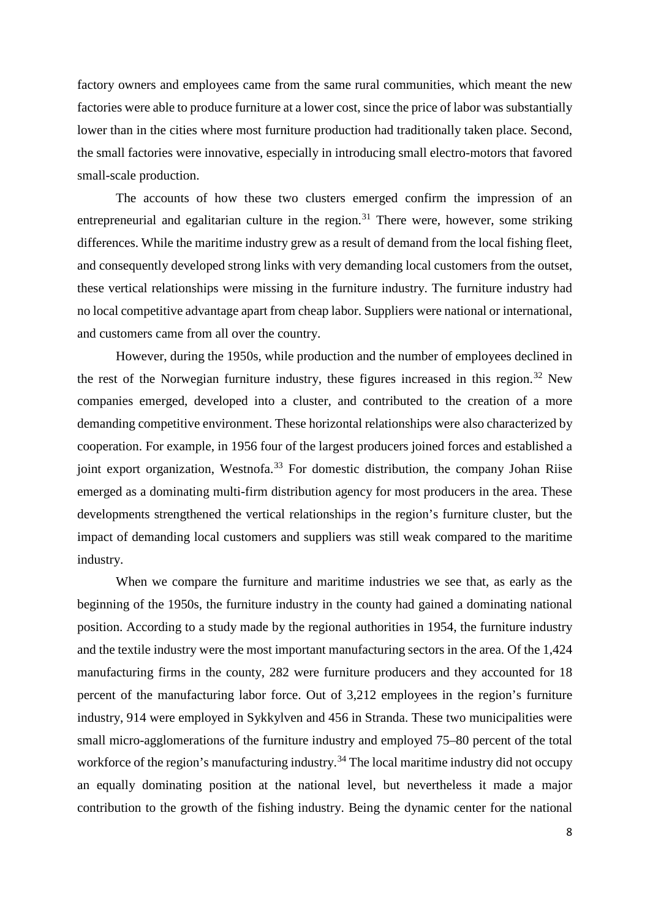factory owners and employees came from the same rural communities, which meant the new factories were able to produce furniture at a lower cost, since the price of labor was substantially lower than in the cities where most furniture production had traditionally taken place. Second, the small factories were innovative, especially in introducing small electro-motors that favored small-scale production.

The accounts of how these two clusters emerged confirm the impression of an entrepreneurial and egalitarian culture in the region.[31] There were, however, some striking differences. While the maritime industry grew as a result of demand from the local fishing fleet, and consequently developed strong links with very demanding local customers from the outset, these vertical relationships were missing in the furniture industry. The furniture industry had no local competitive advantage apart from cheap labor. Suppliers were national or international, and customers came from all over the country.

However, during the 1950s, while production and the number of employees declined in the rest of the Norwegian furniture industry, these figures increased in this region.[32] New companies emerged, developed into a cluster, and contributed to the creation of a more demanding competitive environment. These horizontal relationships were also characterized by cooperation. For example, in 1956 four of the largest producers joined forces and established a joint export organization, Westnofa.[33] For domestic distribution, the company Johan Riise emerged as a dominating multi-firm distribution agency for most producers in the area. These developments strengthened the vertical relationships in the region's furniture cluster, but the impact of demanding local customers and suppliers was still weak compared to the maritime industry.

When we compare the furniture and maritime industries we see that, as early as the beginning of the 1950s, the furniture industry in the county had gained a dominating national position. According to a study made by the regional authorities in 1954, the furniture industry and the textile industry were the most important manufacturing sectors in the area. Of the 1,424 manufacturing firms in the county, 282 were furniture producers and they accounted for 18 percent of the manufacturing labor force. Out of 3,212 employees in the region's furniture industry, 914 were employed in Sykkylven and 456 in Stranda. These two municipalities were small micro-agglomerations of the furniture industry and employed 75–80 percent of the total workforce of the region's manufacturing industry.[34] The local maritime industry did not occupy an equally dominating position at the national level, but nevertheless it made a major contribution to the growth of the fishing industry. Being the dynamic center for the national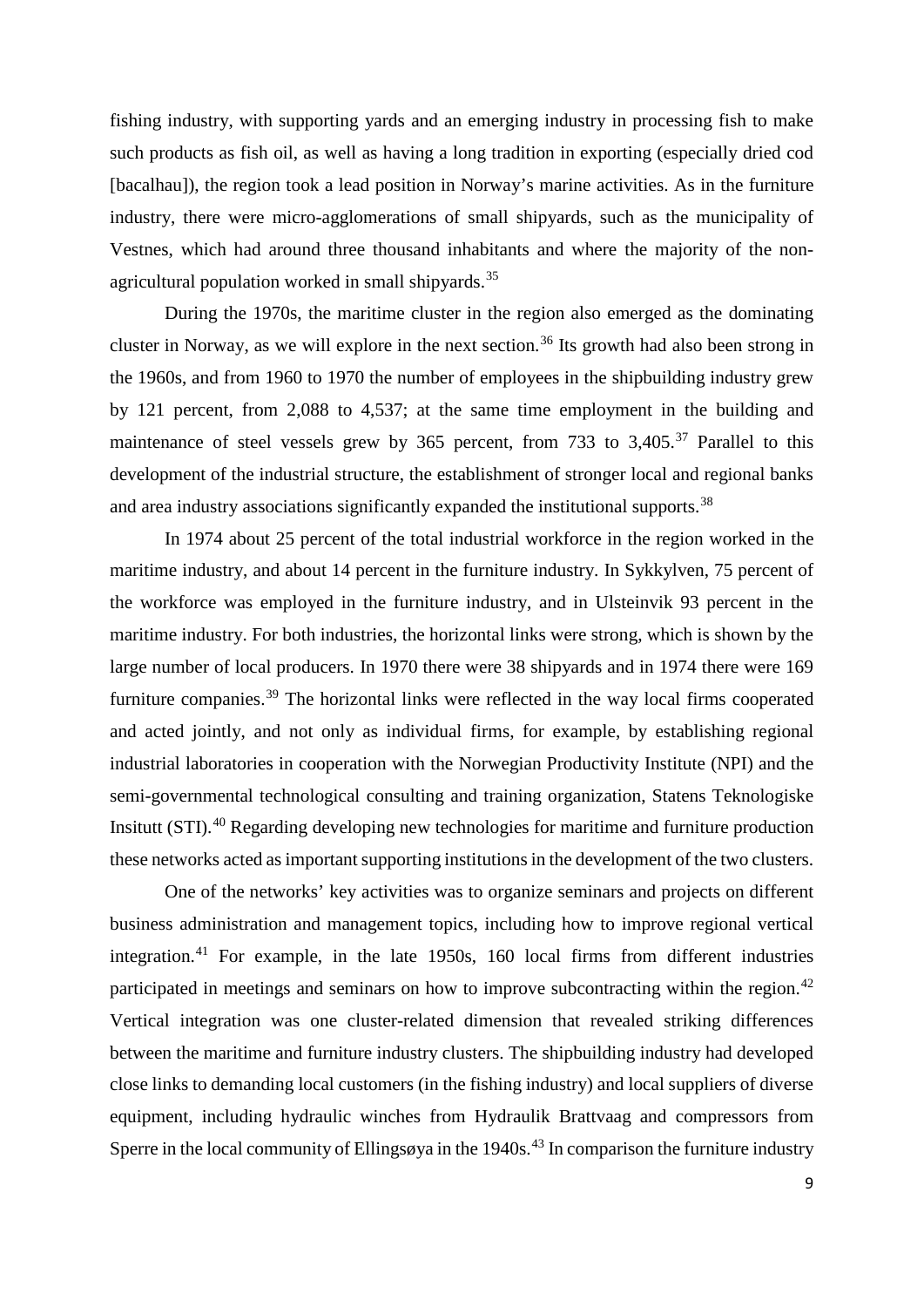fishing industry, with supporting yards and an emerging industry in processing fish to make such products as fish oil, as well as having a long tradition in exporting (especially dried cod [bacalhau]), the region took a lead position in Norway's marine activities. As in the furniture industry, there were micro-agglomerations of small shipyards, such as the municipality of Vestnes, which had around three thousand inhabitants and where the majority of the non-agricultural population worked in small shipyards.[35]

During the 1970s, the maritime cluster in the region also emerged as the dominating cluster in Norway, as we will explore in the next section.[36] Its growth had also been strong in the 1960s, and from 1960 to 1970 the number of employees in the shipbuilding industry grew by 121 percent, from 2,088 to 4,537; at the same time employment in the building and maintenance of steel vessels grew by 365 percent, from 733 to 3,405.[37] Parallel to this development of the industrial structure, the establishment of stronger local and regional banks and area industry associations significantly expanded the institutional supports.[38]

In 1974 about 25 percent of the total industrial workforce in the region worked in the maritime industry, and about 14 percent in the furniture industry. In Sykkylven, 75 percent of the workforce was employed in the furniture industry, and in Ulsteinvik 93 percent in the maritime industry. For both industries, the horizontal links were strong, which is shown by the large number of local producers. In 1970 there were 38 shipyards and in 1974 there were 169 furniture companies.[39] The horizontal links were reflected in the way local firms cooperated and acted jointly, and not only as individual firms, for example, by establishing regional industrial laboratories in cooperation with the Norwegian Productivity Institute (NPI) and the semi-governmental technological consulting and training organization, Statens Teknologiske Insitutt (STI).[40] Regarding developing new technologies for maritime and furniture production these networks acted as important supporting institutions in the development of the two clusters.

One of the networks' key activities was to organize seminars and projects on different business administration and management topics, including how to improve regional vertical integration.[41] For example, in the late 1950s, 160 local firms from different industries participated in meetings and seminars on how to improve subcontracting within the region.[42] Vertical integration was one cluster-related dimension that revealed striking differences between the maritime and furniture industry clusters. The shipbuilding industry had developed close links to demanding local customers (in the fishing industry) and local suppliers of diverse equipment, including hydraulic winches from Hydraulik Brattvaag and compressors from Sperre in the local community of Ellingsøya in the 1940s.[43] In comparison the furniture industry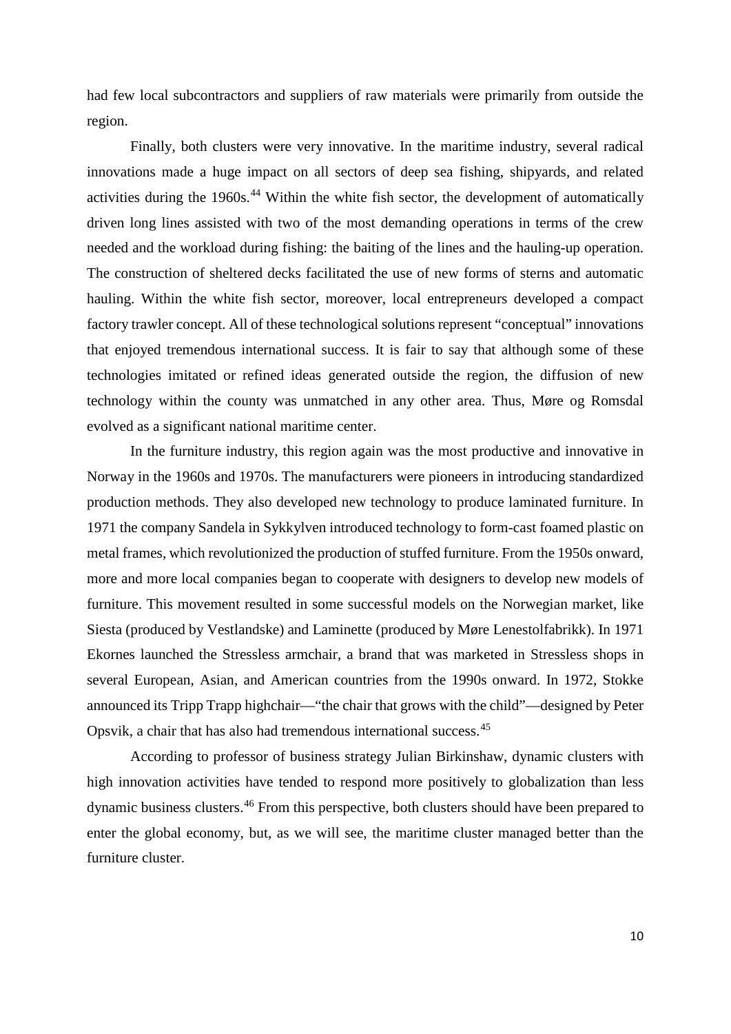had few local subcontractors and suppliers of raw materials were primarily from outside the region.

Finally, both clusters were very innovative. In the maritime industry, several radical innovations made a huge impact on all sectors of deep sea fishing, shipyards, and related activities during the 1960s.[44] Within the white fish sector, the development of automatically driven long lines assisted with two of the most demanding operations in terms of the crew needed and the workload during fishing: the baiting of the lines and the hauling-up operation. The construction of sheltered decks facilitated the use of new forms of sterns and automatic hauling. Within the white fish sector, moreover, local entrepreneurs developed a compact factory trawler concept. All of these technological solutions represent "conceptual" innovations that enjoyed tremendous international success. It is fair to say that although some of these technologies imitated or refined ideas generated outside the region, the diffusion of new technology within the county was unmatched in any other area. Thus, Møre og Romsdal evolved as a significant national maritime center.

In the furniture industry, this region again was the most productive and innovative in Norway in the 1960s and 1970s. The manufacturers were pioneers in introducing standardized production methods. They also developed new technology to produce laminated furniture. In 1971 the company Sandela in Sykkylven introduced technology to form-cast foamed plastic on metal frames, which revolutionized the production of stuffed furniture. From the 1950s onward, more and more local companies began to cooperate with designers to develop new models of furniture. This movement resulted in some successful models on the Norwegian market, like Siesta (produced by Vestlandske) and Laminette (produced by Møre Lenestolfabrikk). In 1971 Ekornes launched the Stressless armchair, a brand that was marketed in Stressless shops in several European, Asian, and American countries from the 1990s onward. In 1972, Stokke announced its Tripp Trapp highchair—"the chair that grows with the child"—designed by Peter Opsvik, a chair that has also had tremendous international success.[45]

According to professor of business strategy Julian Birkinshaw, dynamic clusters with high innovation activities have tended to respond more positively to globalization than less dynamic business clusters.[46] From this perspective, both clusters should have been prepared to enter the global economy, but, as we will see, the maritime cluster managed better than the furniture cluster.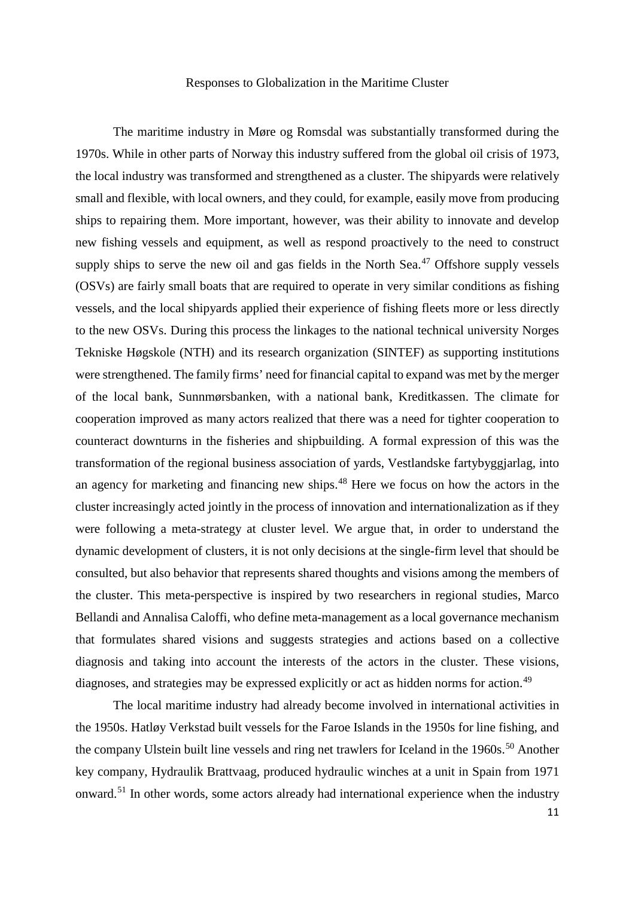## Responses to Globalization in the Maritime Cluster

The maritime industry in Møre og Romsdal was substantially transformed during the 1970s. While in other parts of Norway this industry suffered from the global oil crisis of 1973, the local industry was transformed and strengthened as a cluster. The shipyards were relatively small and flexible, with local owners, and they could, for example, easily move from producing ships to repairing them. More important, however, was their ability to innovate and develop new fishing vessels and equipment, as well as respond proactively to the need to construct supply ships to serve the new oil and gas fields in the North Sea.[47] Offshore supply vessels (OSVs) are fairly small boats that are required to operate in very similar conditions as fishing vessels, and the local shipyards applied their experience of fishing fleets more or less directly to the new OSVs. During this process the linkages to the national technical university Norges Tekniske Høgskole (NTH) and its research organization (SINTEF) as supporting institutions were strengthened. The family firms' need for financial capital to expand was met by the merger of the local bank, Sunnmørsbanken, with a national bank, Kreditkassen. The climate for cooperation improved as many actors realized that there was a need for tighter cooperation to counteract downturns in the fisheries and shipbuilding. A formal expression of this was the transformation of the regional business association of yards, Vestlandske fartybyggjarlag, into an agency for marketing and financing new ships.[48] Here we focus on how the actors in the cluster increasingly acted jointly in the process of innovation and internationalization as if they were following a meta-strategy at cluster level. We argue that, in order to understand the dynamic development of clusters, it is not only decisions at the single-firm level that should be consulted, but also behavior that represents shared thoughts and visions among the members of the cluster. This meta-perspective is inspired by two researchers in regional studies, Marco Bellandi and Annalisa Caloffi, who define meta-management as a local governance mechanism that formulates shared visions and suggests strategies and actions based on a collective diagnosis and taking into account the interests of the actors in the cluster. These visions, diagnoses, and strategies may be expressed explicitly or act as hidden norms for action.[49]

The local maritime industry had already become involved in international activities in the 1950s. Hatløy Verkstad built vessels for the Faroe Islands in the 1950s for line fishing, and the company Ulstein built line vessels and ring net trawlers for Iceland in the 1960s.[50] Another key company, Hydraulik Brattvaag, produced hydraulic winches at a unit in Spain from 1971 onward.[51] In other words, some actors already had international experience when the industry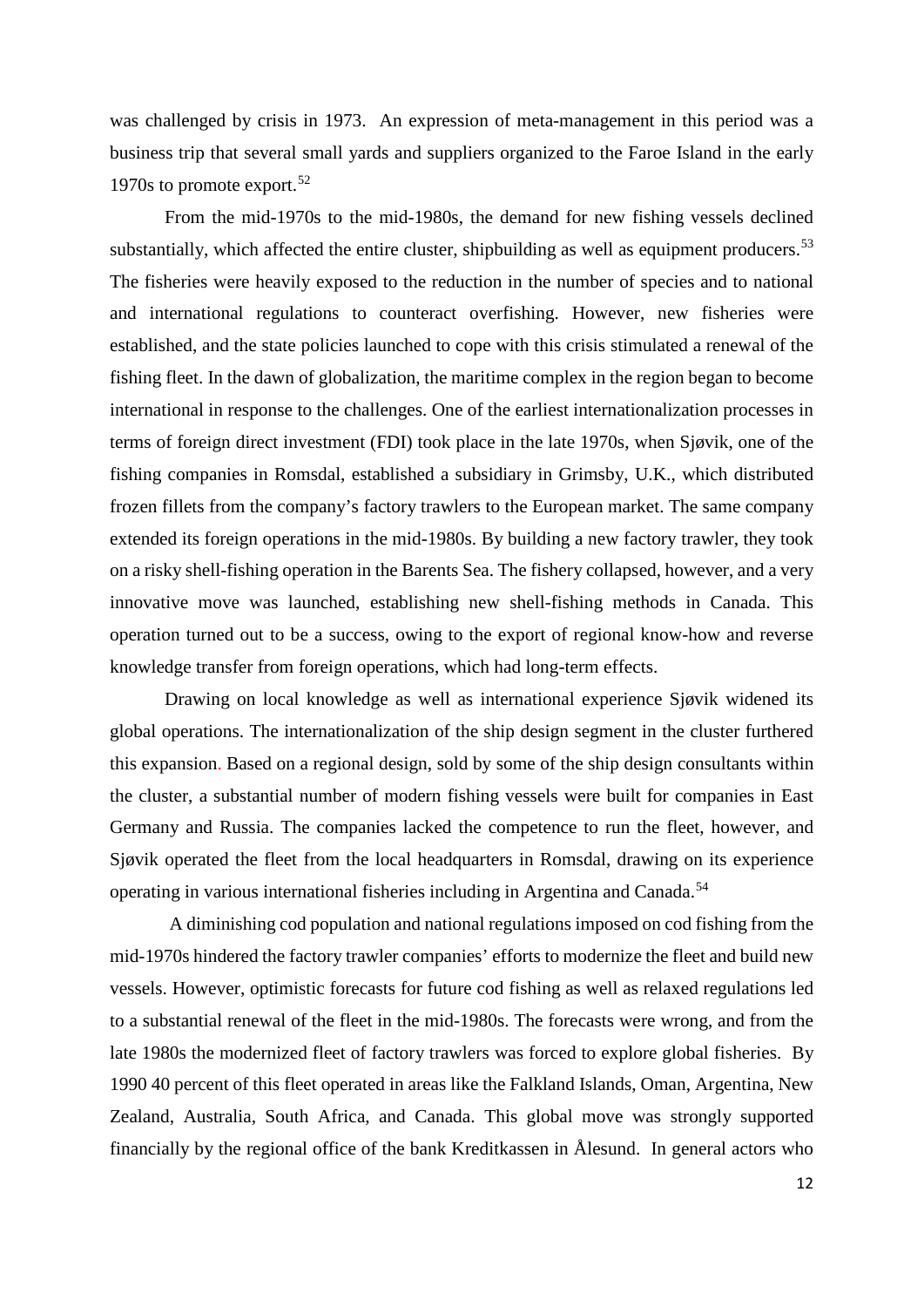was challenged by crisis in 1973. An expression of meta-management in this period was a business trip that several small yards and suppliers organized to the Faroe Island in the early 1970s to promote export.[52]

From the mid-1970s to the mid-1980s, the demand for new fishing vessels declined substantially, which affected the entire cluster, shipbuilding as well as equipment producers.[53] The fisheries were heavily exposed to the reduction in the number of species and to national and international regulations to counteract overfishing. However, new fisheries were established, and the state policies launched to cope with this crisis stimulated a renewal of the fishing fleet. In the dawn of globalization, the maritime complex in the region began to become international in response to the challenges. One of the earliest internationalization processes in terms of foreign direct investment (FDI) took place in the late 1970s, when Sjøvik, one of the fishing companies in Romsdal, established a subsidiary in Grimsby, U.K., which distributed frozen fillets from the company's factory trawlers to the European market. The same company extended its foreign operations in the mid-1980s. By building a new factory trawler, they took on a risky shell-fishing operation in the Barents Sea. The fishery collapsed, however, and a very innovative move was launched, establishing new shell-fishing methods in Canada. This operation turned out to be a success, owing to the export of regional know-how and reverse knowledge transfer from foreign operations, which had long-term effects.

Drawing on local knowledge as well as international experience Sjøvik widened its global operations. The internationalization of the ship design segment in the cluster furthered this expansion. Based on a regional design, sold by some of the ship design consultants within the cluster, a substantial number of modern fishing vessels were built for companies in East Germany and Russia. The companies lacked the competence to run the fleet, however, and Sjøvik operated the fleet from the local headquarters in Romsdal, drawing on its experience operating in various international fisheries including in Argentina and Canada.[54]

A diminishing cod population and national regulations imposed on cod fishing from the mid-1970s hindered the factory trawler companies' efforts to modernize the fleet and build new vessels. However, optimistic forecasts for future cod fishing as well as relaxed regulations led to a substantial renewal of the fleet in the mid-1980s. The forecasts were wrong, and from the late 1980s the modernized fleet of factory trawlers was forced to explore global fisheries. By 1990 40 percent of this fleet operated in areas like the Falkland Islands, Oman, Argentina, New Zealand, Australia, South Africa, and Canada. This global move was strongly supported financially by the regional office of the bank Kreditkassen in Ålesund. In general actors who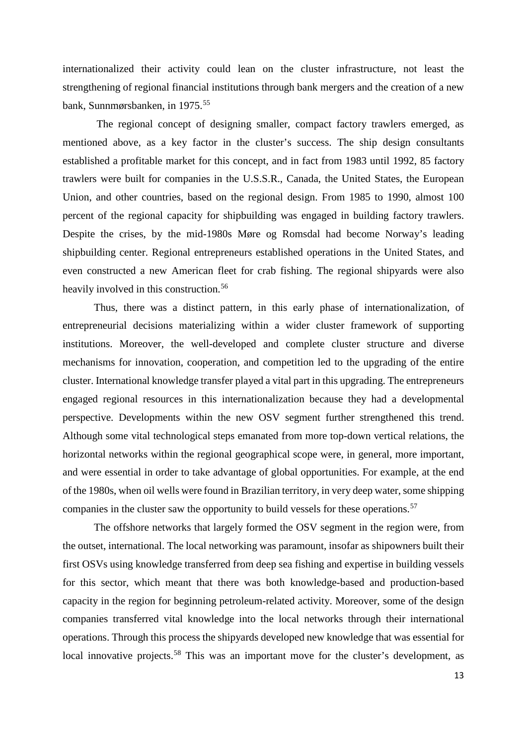internationalized their activity could lean on the cluster infrastructure, not least the strengthening of regional financial institutions through bank mergers and the creation of a new bank, Sunnmørsbanken, in 1975.[55]

The regional concept of designing smaller, compact factory trawlers emerged, as mentioned above, as a key factor in the cluster's success. The ship design consultants established a profitable market for this concept, and in fact from 1983 until 1992, 85 factory trawlers were built for companies in the U.S.S.R., Canada, the United States, the European Union, and other countries, based on the regional design. From 1985 to 1990, almost 100 percent of the regional capacity for shipbuilding was engaged in building factory trawlers. Despite the crises, by the mid-1980s Møre og Romsdal had become Norway's leading shipbuilding center. Regional entrepreneurs established operations in the United States, and even constructed a new American fleet for crab fishing. The regional shipyards were also heavily involved in this construction.[56]

Thus, there was a distinct pattern, in this early phase of internationalization, of entrepreneurial decisions materializing within a wider cluster framework of supporting institutions. Moreover, the well-developed and complete cluster structure and diverse mechanisms for innovation, cooperation, and competition led to the upgrading of the entire cluster. International knowledge transfer played a vital part in this upgrading. The entrepreneurs engaged regional resources in this internationalization because they had a developmental perspective. Developments within the new OSV segment further strengthened this trend. Although some vital technological steps emanated from more top-down vertical relations, the horizontal networks within the regional geographical scope were, in general, more important, and were essential in order to take advantage of global opportunities. For example, at the end of the 1980s, when oil wells were found in Brazilian territory, in very deep water, some shipping companies in the cluster saw the opportunity to build vessels for these operations.[57]

The offshore networks that largely formed the OSV segment in the region were, from the outset, international. The local networking was paramount, insofar as shipowners built their first OSVs using knowledge transferred from deep sea fishing and expertise in building vessels for this sector, which meant that there was both knowledge-based and production-based capacity in the region for beginning petroleum-related activity. Moreover, some of the design companies transferred vital knowledge into the local networks through their international operations. Through this process the shipyards developed new knowledge that was essential for local innovative projects.[58] This was an important move for the cluster's development, as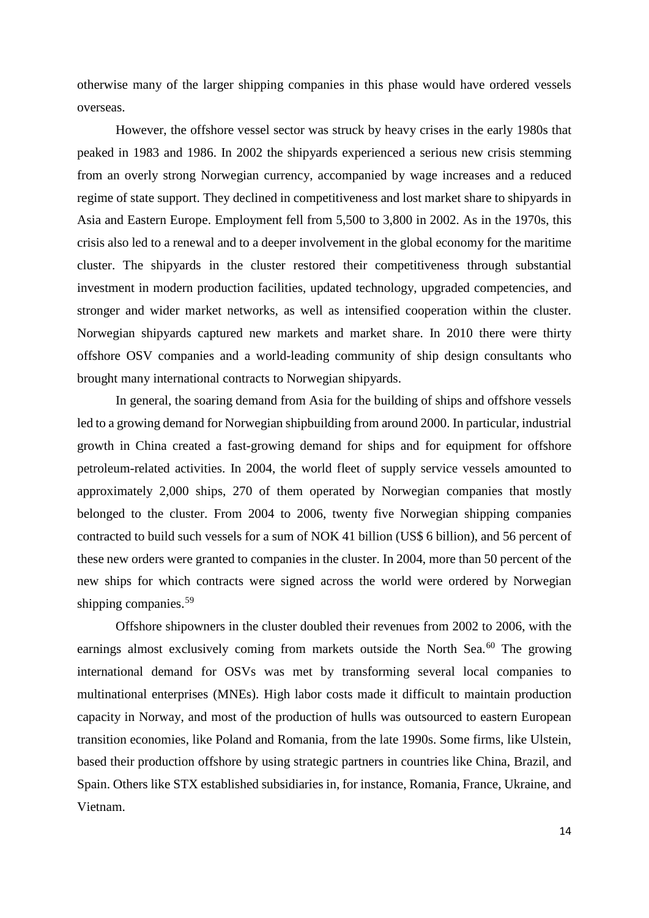otherwise many of the larger shipping companies in this phase would have ordered vessels overseas.

However, the offshore vessel sector was struck by heavy crises in the early 1980s that peaked in 1983 and 1986. In 2002 the shipyards experienced a serious new crisis stemming from an overly strong Norwegian currency, accompanied by wage increases and a reduced regime of state support. They declined in competitiveness and lost market share to shipyards in Asia and Eastern Europe. Employment fell from 5,500 to 3,800 in 2002. As in the 1970s, this crisis also led to a renewal and to a deeper involvement in the global economy for the maritime cluster. The shipyards in the cluster restored their competitiveness through substantial investment in modern production facilities, updated technology, upgraded competencies, and stronger and wider market networks, as well as intensified cooperation within the cluster. Norwegian shipyards captured new markets and market share. In 2010 there were thirty offshore OSV companies and a world-leading community of ship design consultants who brought many international contracts to Norwegian shipyards.

In general, the soaring demand from Asia for the building of ships and offshore vessels led to a growing demand for Norwegian shipbuilding from around 2000. In particular, industrial growth in China created a fast-growing demand for ships and for equipment for offshore petroleum-related activities. In 2004, the world fleet of supply service vessels amounted to approximately 2,000 ships, 270 of them operated by Norwegian companies that mostly belonged to the cluster. From 2004 to 2006, twenty five Norwegian shipping companies contracted to build such vessels for a sum of NOK 41 billion (US$ 6 billion), and 56 percent of these new orders were granted to companies in the cluster. In 2004, more than 50 percent of the new ships for which contracts were signed across the world were ordered by Norwegian shipping companies.[59]

Offshore shipowners in the cluster doubled their revenues from 2002 to 2006, with the earnings almost exclusively coming from markets outside the North Sea.[60] The growing international demand for OSVs was met by transforming several local companies to multinational enterprises (MNEs). High labor costs made it difficult to maintain production capacity in Norway, and most of the production of hulls was outsourced to eastern European transition economies, like Poland and Romania, from the late 1990s. Some firms, like Ulstein, based their production offshore by using strategic partners in countries like China, Brazil, and Spain. Others like STX established subsidiaries in, for instance, Romania, France, Ukraine, and Vietnam.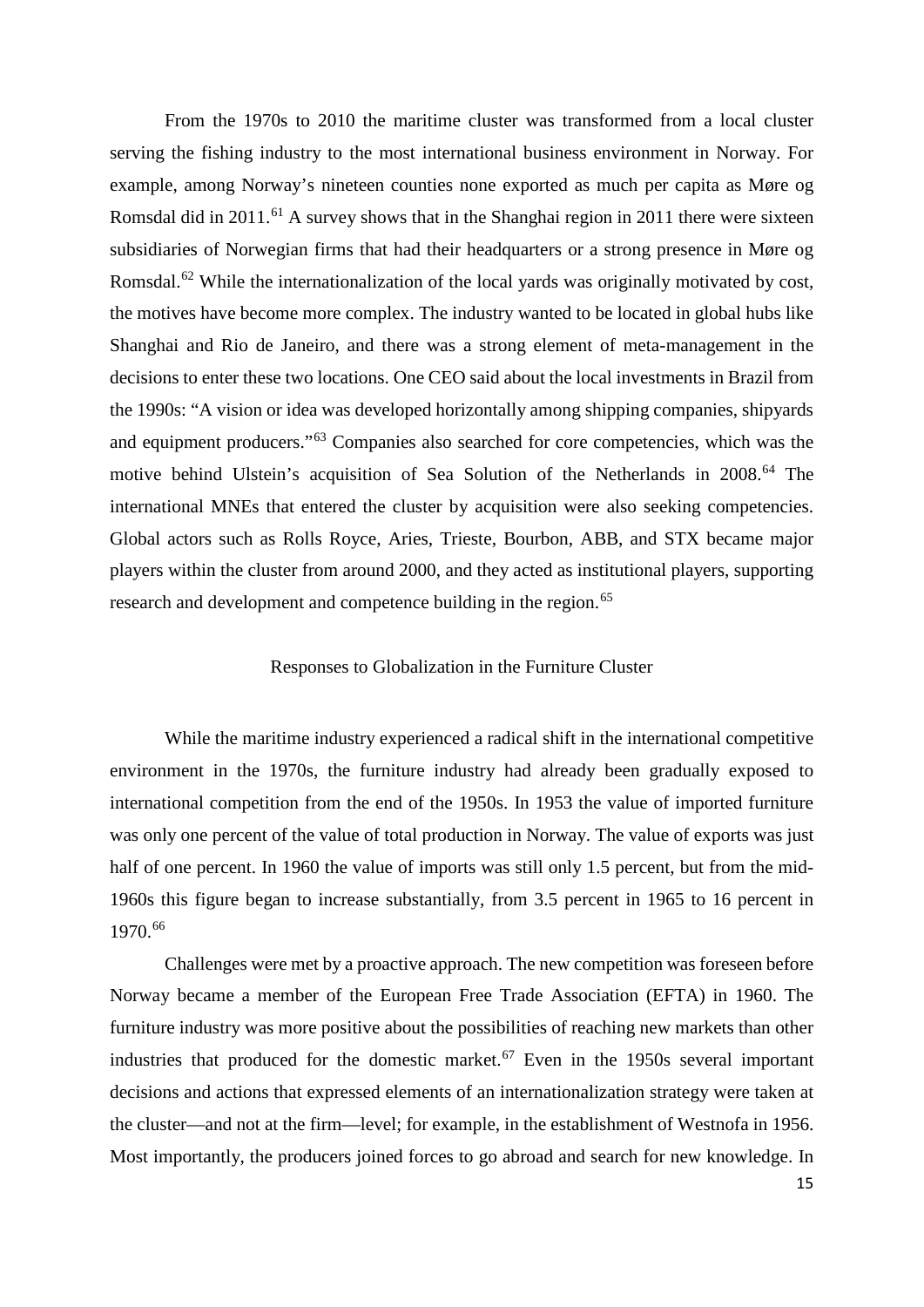From the 1970s to 2010 the maritime cluster was transformed from a local cluster serving the fishing industry to the most international business environment in Norway. For example, among Norway's nineteen counties none exported as much per capita as Møre og Romsdal did in 2011.[61] A survey shows that in the Shanghai region in 2011 there were sixteen subsidiaries of Norwegian firms that had their headquarters or a strong presence in Møre og Romsdal.[62] While the internationalization of the local yards was originally motivated by cost, the motives have become more complex. The industry wanted to be located in global hubs like Shanghai and Rio de Janeiro, and there was a strong element of meta-management in the decisions to enter these two locations. One CEO said about the local investments in Brazil from the 1990s: "A vision or idea was developed horizontally among shipping companies, shipyards and equipment producers."[63] Companies also searched for core competencies, which was the motive behind Ulstein's acquisition of Sea Solution of the Netherlands in 2008.[64] The international MNEs that entered the cluster by acquisition were also seeking competencies. Global actors such as Rolls Royce, Aries, Trieste, Bourbon, ABB, and STX became major players within the cluster from around 2000, and they acted as institutional players, supporting research and development and competence building in the region.[65]

## Responses to Globalization in the Furniture Cluster

While the maritime industry experienced a radical shift in the international competitive environment in the 1970s, the furniture industry had already been gradually exposed to international competition from the end of the 1950s. In 1953 the value of imported furniture was only one percent of the value of total production in Norway. The value of exports was just half of one percent. In 1960 the value of imports was still only 1.5 percent, but from the mid-1960s this figure began to increase substantially, from 3.5 percent in 1965 to 16 percent in 1970.[66]

Challenges were met by a proactive approach. The new competition was foreseen before Norway became a member of the European Free Trade Association (EFTA) in 1960. The furniture industry was more positive about the possibilities of reaching new markets than other industries that produced for the domestic market.[67] Even in the 1950s several important decisions and actions that expressed elements of an internationalization strategy were taken at the cluster—and not at the firm—level; for example, in the establishment of Westnofa in 1956. Most importantly, the producers joined forces to go abroad and search for new knowledge. In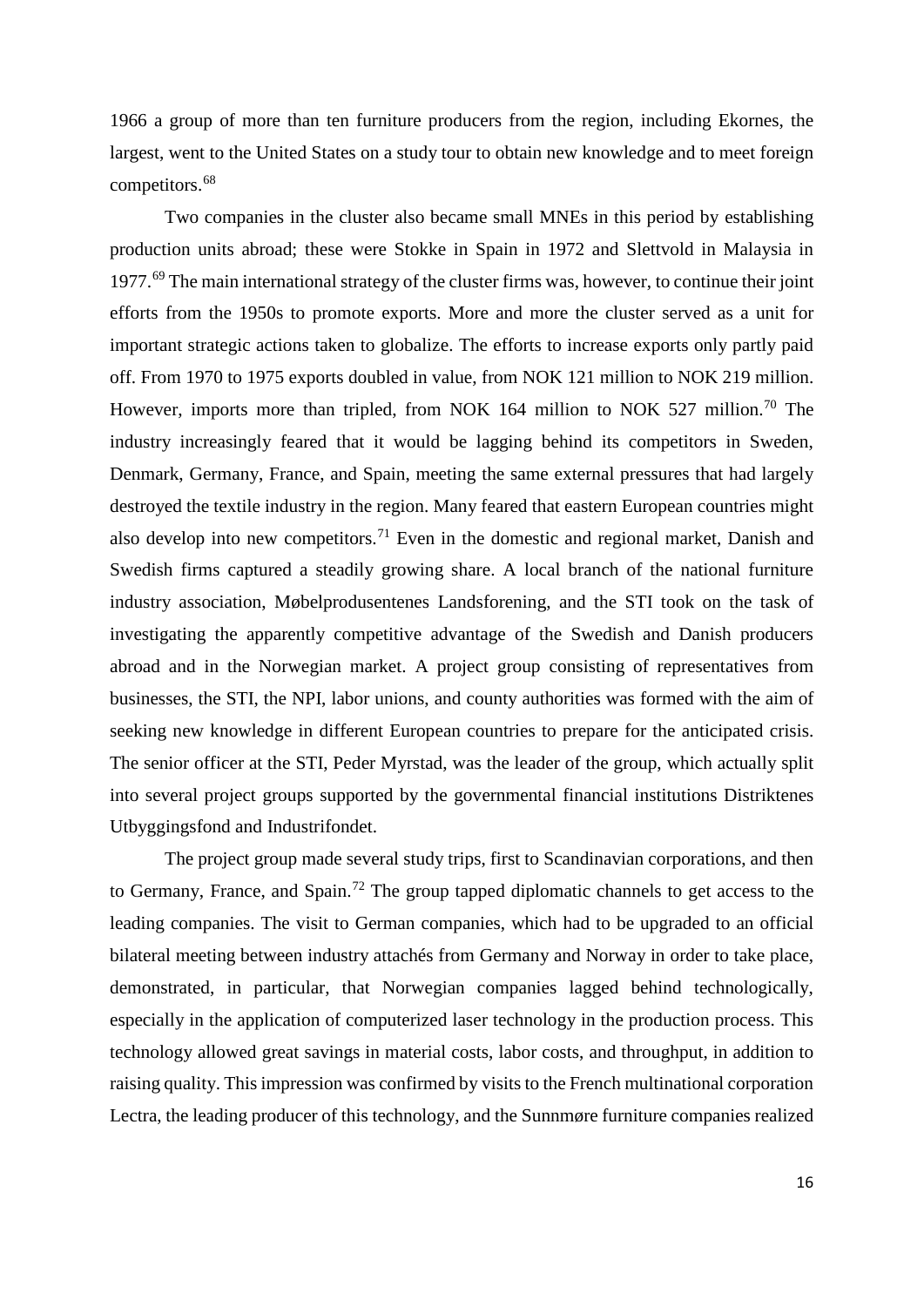1966 a group of more than ten furniture producers from the region, including Ekornes, the largest, went to the United States on a study tour to obtain new knowledge and to meet foreign competitors.[68]

Two companies in the cluster also became small MNEs in this period by establishing production units abroad; these were Stokke in Spain in 1972 and Slettvold in Malaysia in 1977.[69] The main international strategy of the cluster firms was, however, to continue their joint efforts from the 1950s to promote exports. More and more the cluster served as a unit for important strategic actions taken to globalize. The efforts to increase exports only partly paid off. From 1970 to 1975 exports doubled in value, from NOK 121 million to NOK 219 million. However, imports more than tripled, from NOK 164 million to NOK 527 million.[70] The industry increasingly feared that it would be lagging behind its competitors in Sweden, Denmark, Germany, France, and Spain, meeting the same external pressures that had largely destroyed the textile industry in the region. Many feared that eastern European countries might also develop into new competitors.[71] Even in the domestic and regional market, Danish and Swedish firms captured a steadily growing share. A local branch of the national furniture industry association, Møbelprodusentenes Landsforening, and the STI took on the task of investigating the apparently competitive advantage of the Swedish and Danish producers abroad and in the Norwegian market. A project group consisting of representatives from businesses, the STI, the NPI, labor unions, and county authorities was formed with the aim of seeking new knowledge in different European countries to prepare for the anticipated crisis. The senior officer at the STI, Peder Myrstad, was the leader of the group, which actually split into several project groups supported by the governmental financial institutions Distriktenes Utbyggingsfond and Industrifondet.

The project group made several study trips, first to Scandinavian corporations, and then to Germany, France, and Spain.[72] The group tapped diplomatic channels to get access to the leading companies. The visit to German companies, which had to be upgraded to an official bilateral meeting between industry attachés from Germany and Norway in order to take place, demonstrated, in particular, that Norwegian companies lagged behind technologically, especially in the application of computerized laser technology in the production process. This technology allowed great savings in material costs, labor costs, and throughput, in addition to raising quality. This impression was confirmed by visits to the French multinational corporation Lectra, the leading producer of this technology, and the Sunnmøre furniture companies realized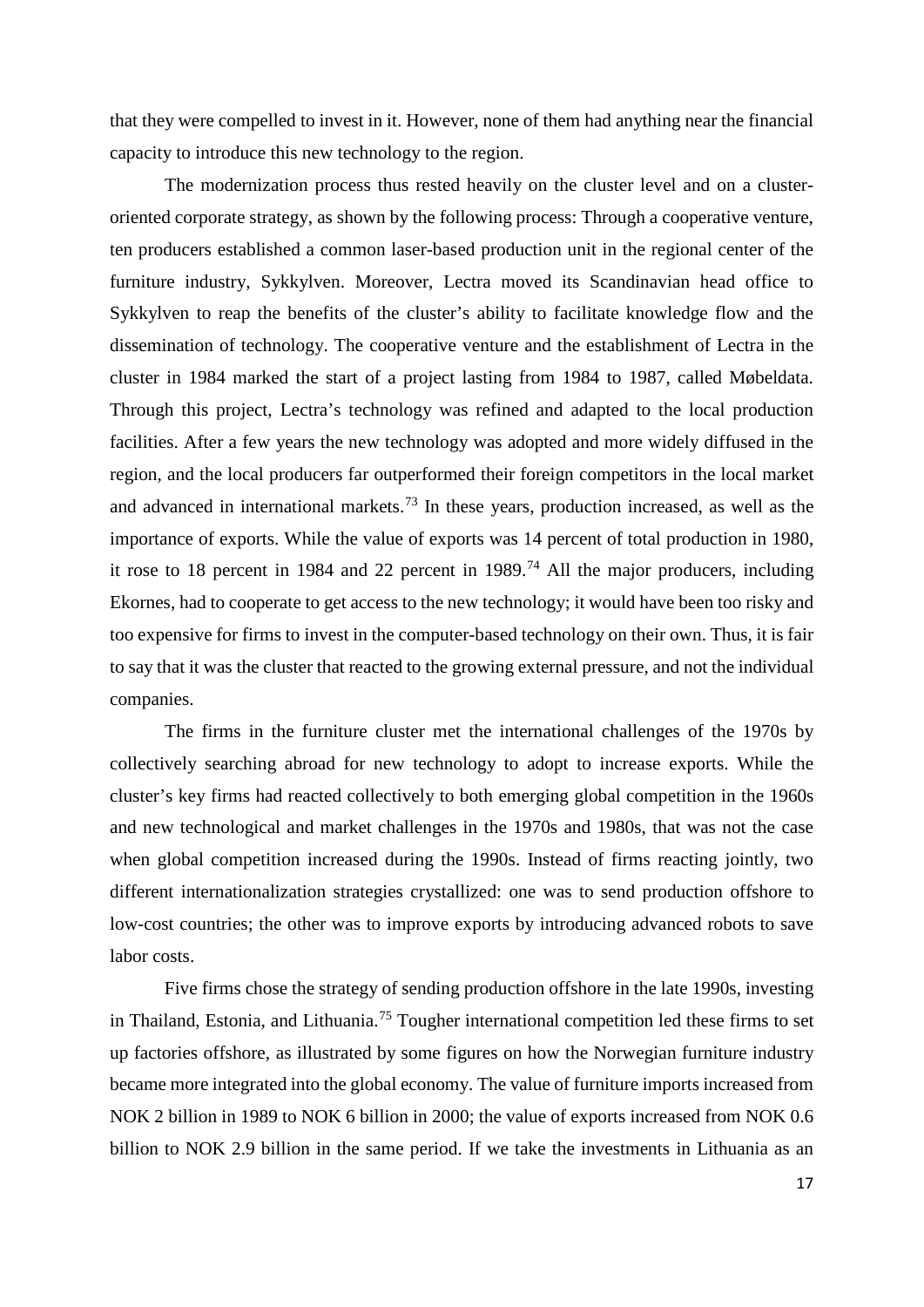that they were compelled to invest in it. However, none of them had anything near the financial capacity to introduce this new technology to the region.

The modernization process thus rested heavily on the cluster level and on a cluster-oriented corporate strategy, as shown by the following process: Through a cooperative venture, ten producers established a common laser-based production unit in the regional center of the furniture industry, Sykkylven. Moreover, Lectra moved its Scandinavian head office to Sykkylven to reap the benefits of the cluster's ability to facilitate knowledge flow and the dissemination of technology. The cooperative venture and the establishment of Lectra in the cluster in 1984 marked the start of a project lasting from 1984 to 1987, called Møbeldata. Through this project, Lectra's technology was refined and adapted to the local production facilities. After a few years the new technology was adopted and more widely diffused in the region, and the local producers far outperformed their foreign competitors in the local market and advanced in international markets.[73] In these years, production increased, as well as the importance of exports. While the value of exports was 14 percent of total production in 1980, it rose to 18 percent in 1984 and 22 percent in 1989.[74] All the major producers, including Ekornes, had to cooperate to get access to the new technology; it would have been too risky and too expensive for firms to invest in the computer-based technology on their own. Thus, it is fair to say that it was the cluster that reacted to the growing external pressure, and not the individual companies.

The firms in the furniture cluster met the international challenges of the 1970s by collectively searching abroad for new technology to adopt to increase exports. While the cluster's key firms had reacted collectively to both emerging global competition in the 1960s and new technological and market challenges in the 1970s and 1980s, that was not the case when global competition increased during the 1990s. Instead of firms reacting jointly, two different internationalization strategies crystallized: one was to send production offshore to low-cost countries; the other was to improve exports by introducing advanced robots to save labor costs.

Five firms chose the strategy of sending production offshore in the late 1990s, investing in Thailand, Estonia, and Lithuania.[75] Tougher international competition led these firms to set up factories offshore, as illustrated by some figures on how the Norwegian furniture industry became more integrated into the global economy. The value of furniture imports increased from NOK 2 billion in 1989 to NOK 6 billion in 2000; the value of exports increased from NOK 0.6 billion to NOK 2.9 billion in the same period. If we take the investments in Lithuania as an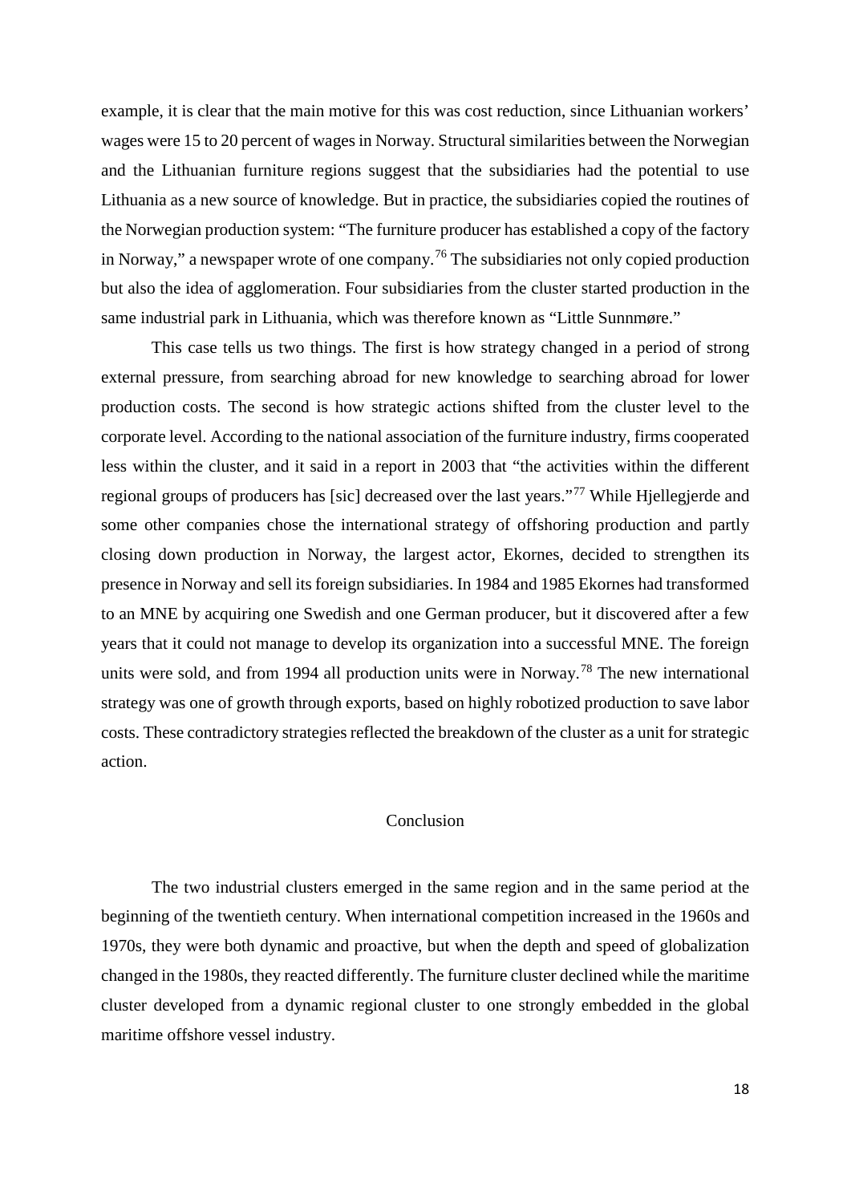example, it is clear that the main motive for this was cost reduction, since Lithuanian workers' wages were 15 to 20 percent of wages in Norway. Structural similarities between the Norwegian and the Lithuanian furniture regions suggest that the subsidiaries had the potential to use Lithuania as a new source of knowledge. But in practice, the subsidiaries copied the routines of the Norwegian production system: "The furniture producer has established a copy of the factory in Norway," a newspaper wrote of one company.[76] The subsidiaries not only copied production but also the idea of agglomeration. Four subsidiaries from the cluster started production in the same industrial park in Lithuania, which was therefore known as "Little Sunnmøre."

This case tells us two things. The first is how strategy changed in a period of strong external pressure, from searching abroad for new knowledge to searching abroad for lower production costs. The second is how strategic actions shifted from the cluster level to the corporate level. According to the national association of the furniture industry, firms cooperated less within the cluster, and it said in a report in 2003 that "the activities within the different regional groups of producers has [sic] decreased over the last years."[77] While Hjellegjerde and some other companies chose the international strategy of offshoring production and partly closing down production in Norway, the largest actor, Ekornes, decided to strengthen its presence in Norway and sell its foreign subsidiaries. In 1984 and 1985 Ekornes had transformed to an MNE by acquiring one Swedish and one German producer, but it discovered after a few years that it could not manage to develop its organization into a successful MNE. The foreign units were sold, and from 1994 all production units were in Norway.[78] The new international strategy was one of growth through exports, based on highly robotized production to save labor costs. These contradictory strategies reflected the breakdown of the cluster as a unit for strategic action.

## Conclusion

The two industrial clusters emerged in the same region and in the same period at the beginning of the twentieth century. When international competition increased in the 1960s and 1970s, they were both dynamic and proactive, but when the depth and speed of globalization changed in the 1980s, they reacted differently. The furniture cluster declined while the maritime cluster developed from a dynamic regional cluster to one strongly embedded in the global maritime offshore vessel industry.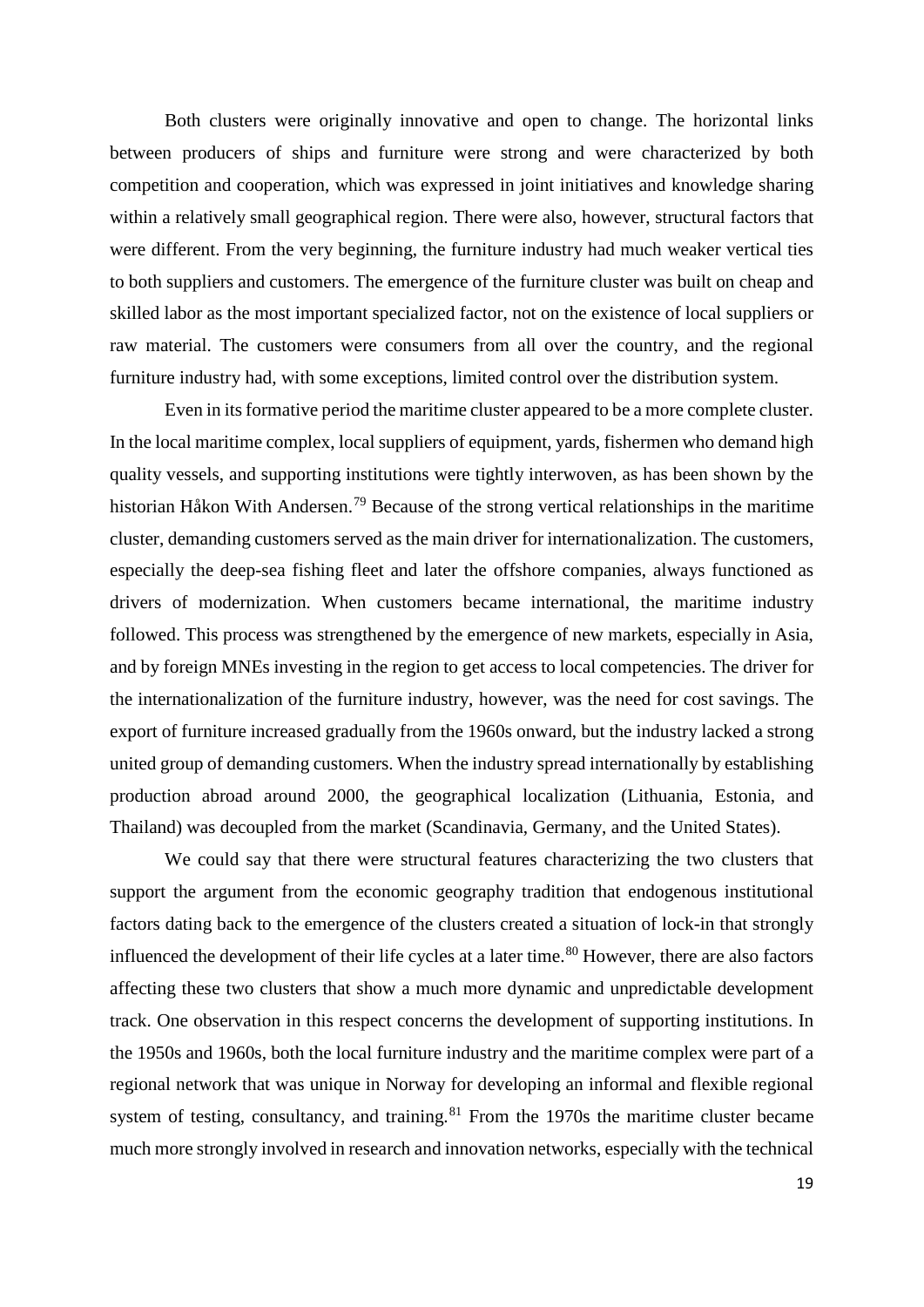Both clusters were originally innovative and open to change. The horizontal links between producers of ships and furniture were strong and were characterized by both competition and cooperation, which was expressed in joint initiatives and knowledge sharing within a relatively small geographical region. There were also, however, structural factors that were different. From the very beginning, the furniture industry had much weaker vertical ties to both suppliers and customers. The emergence of the furniture cluster was built on cheap and skilled labor as the most important specialized factor, not on the existence of local suppliers or raw material. The customers were consumers from all over the country, and the regional furniture industry had, with some exceptions, limited control over the distribution system.

Even in its formative period the maritime cluster appeared to be a more complete cluster. In the local maritime complex, local suppliers of equipment, yards, fishermen who demand high quality vessels, and supporting institutions were tightly interwoven, as has been shown by the historian Håkon With Andersen.[79] Because of the strong vertical relationships in the maritime cluster, demanding customers served as the main driver for internationalization. The customers, especially the deep-sea fishing fleet and later the offshore companies, always functioned as drivers of modernization. When customers became international, the maritime industry followed. This process was strengthened by the emergence of new markets, especially in Asia, and by foreign MNEs investing in the region to get access to local competencies. The driver for the internationalization of the furniture industry, however, was the need for cost savings. The export of furniture increased gradually from the 1960s onward, but the industry lacked a strong united group of demanding customers. When the industry spread internationally by establishing production abroad around 2000, the geographical localization (Lithuania, Estonia, and Thailand) was decoupled from the market (Scandinavia, Germany, and the United States).

We could say that there were structural features characterizing the two clusters that support the argument from the economic geography tradition that endogenous institutional factors dating back to the emergence of the clusters created a situation of lock-in that strongly influenced the development of their life cycles at a later time.[80] However, there are also factors affecting these two clusters that show a much more dynamic and unpredictable development track. One observation in this respect concerns the development of supporting institutions. In the 1950s and 1960s, both the local furniture industry and the maritime complex were part of a regional network that was unique in Norway for developing an informal and flexible regional system of testing, consultancy, and training.[81] From the 1970s the maritime cluster became much more strongly involved in research and innovation networks, especially with the technical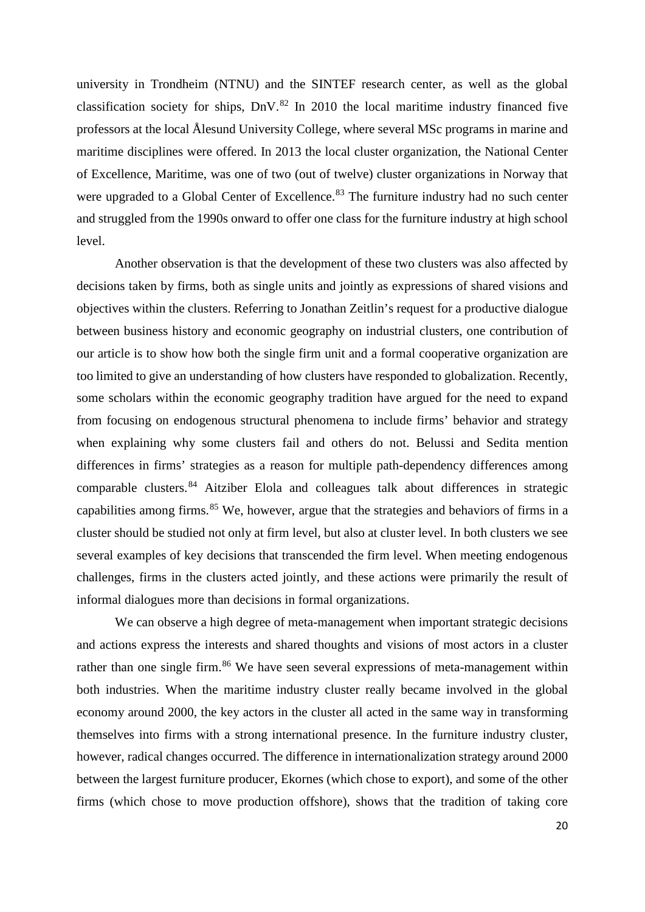university in Trondheim (NTNU) and the SINTEF research center, as well as the global classification society for ships, DnV.[82] In 2010 the local maritime industry financed five professors at the local Ålesund University College, where several MSc programs in marine and maritime disciplines were offered. In 2013 the local cluster organization, the National Center of Excellence, Maritime, was one of two (out of twelve) cluster organizations in Norway that were upgraded to a Global Center of Excellence.[83] The furniture industry had no such center and struggled from the 1990s onward to offer one class for the furniture industry at high school level.

Another observation is that the development of these two clusters was also affected by decisions taken by firms, both as single units and jointly as expressions of shared visions and objectives within the clusters. Referring to Jonathan Zeitlin's request for a productive dialogue between business history and economic geography on industrial clusters, one contribution of our article is to show how both the single firm unit and a formal cooperative organization are too limited to give an understanding of how clusters have responded to globalization. Recently, some scholars within the economic geography tradition have argued for the need to expand from focusing on endogenous structural phenomena to include firms' behavior and strategy when explaining why some clusters fail and others do not. Belussi and Sedita mention differences in firms' strategies as a reason for multiple path-dependency differences among comparable clusters.[84] Aitziber Elola and colleagues talk about differences in strategic capabilities among firms.[85] We, however, argue that the strategies and behaviors of firms in a cluster should be studied not only at firm level, but also at cluster level. In both clusters we see several examples of key decisions that transcended the firm level. When meeting endogenous challenges, firms in the clusters acted jointly, and these actions were primarily the result of informal dialogues more than decisions in formal organizations.

We can observe a high degree of meta-management when important strategic decisions and actions express the interests and shared thoughts and visions of most actors in a cluster rather than one single firm.[86] We have seen several expressions of meta-management within both industries. When the maritime industry cluster really became involved in the global economy around 2000, the key actors in the cluster all acted in the same way in transforming themselves into firms with a strong international presence. In the furniture industry cluster, however, radical changes occurred. The difference in internationalization strategy around 2000 between the largest furniture producer, Ekornes (which chose to export), and some of the other firms (which chose to move production offshore), shows that the tradition of taking core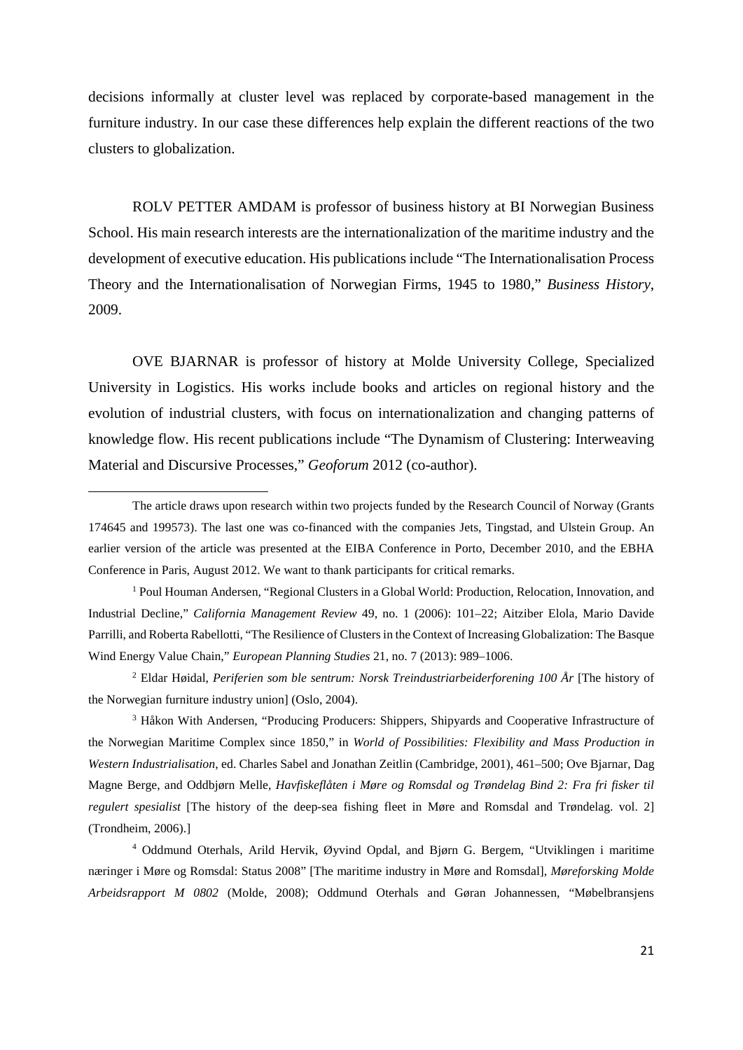decisions informally at cluster level was replaced by corporate-based management in the furniture industry. In our case these differences help explain the different reactions of the two clusters to globalization.

ROLV PETTER AMDAM is professor of business history at BI Norwegian Business School. His main research interests are the internationalization of the maritime industry and the development of executive education. His publications include "The Internationalisation Process Theory and the Internationalisation of Norwegian Firms, 1945 to 1980," *Business History*, 2009.

OVE BJARNAR is professor of history at Molde University College, Specialized University in Logistics. His works include books and articles on regional history and the evolution of industrial clusters, with focus on internationalization and changing patterns of knowledge flow. His recent publications include "The Dynamism of Clustering: Interweaving Material and Discursive Processes," *Geoforum* 2012 (co-author).

---

The article draws upon research within two projects funded by the Research Council of Norway (Grants 174645 and 199573). The last one was co-financed with the companies Jets, Tingstad, and Ulstein Group. An earlier version of the article was presented at the EIBA Conference in Porto, December 2010, and the EBHA Conference in Paris, August 2012. We want to thank participants for critical remarks.

[1] Poul Houman Andersen, "Regional Clusters in a Global World: Production, Relocation, Innovation, and Industrial Decline," *California Management Review* 49, no. 1 (2006): 101–22; Aitziber Elola, Mario Davide Parrilli, and Roberta Rabellotti, "The Resilience of Clusters in the Context of Increasing Globalization: The Basque Wind Energy Value Chain," *European Planning Studies* 21, no. 7 (2013): 989–1006.

[2] Eldar Høidal, *Periferien som ble sentrum: Norsk Treindustriarbeiderforening 100 År* [The history of the Norwegian furniture industry union] (Oslo, 2004).

[3] Håkon With Andersen, "Producing Producers: Shippers, Shipyards and Cooperative Infrastructure of the Norwegian Maritime Complex since 1850," in *World of Possibilities: Flexibility and Mass Production in Western Industrialisation*, ed. Charles Sabel and Jonathan Zeitlin (Cambridge, 2001), 461–500; Ove Bjarnar, Dag Magne Berge, and Oddbjørn Melle, *Havfiskeflåten i Møre og Romsdal og Trøndelag Bind 2: Fra fri fisker til regulert spesialist* [The history of the deep-sea fishing fleet in Møre and Romsdal and Trøndelag. vol. 2] (Trondheim, 2006).]

[4] Oddmund Oterhals, Arild Hervik, Øyvind Opdal, and Bjørn G. Bergem, "Utviklingen i maritime næringer i Møre og Romsdal: Status 2008" [The maritime industry in Møre and Romsdal], *Møreforsking Molde Arbeidsrapport M 0802* (Molde, 2008); Oddmund Oterhals and Gøran Johannessen, "Møbelbransjens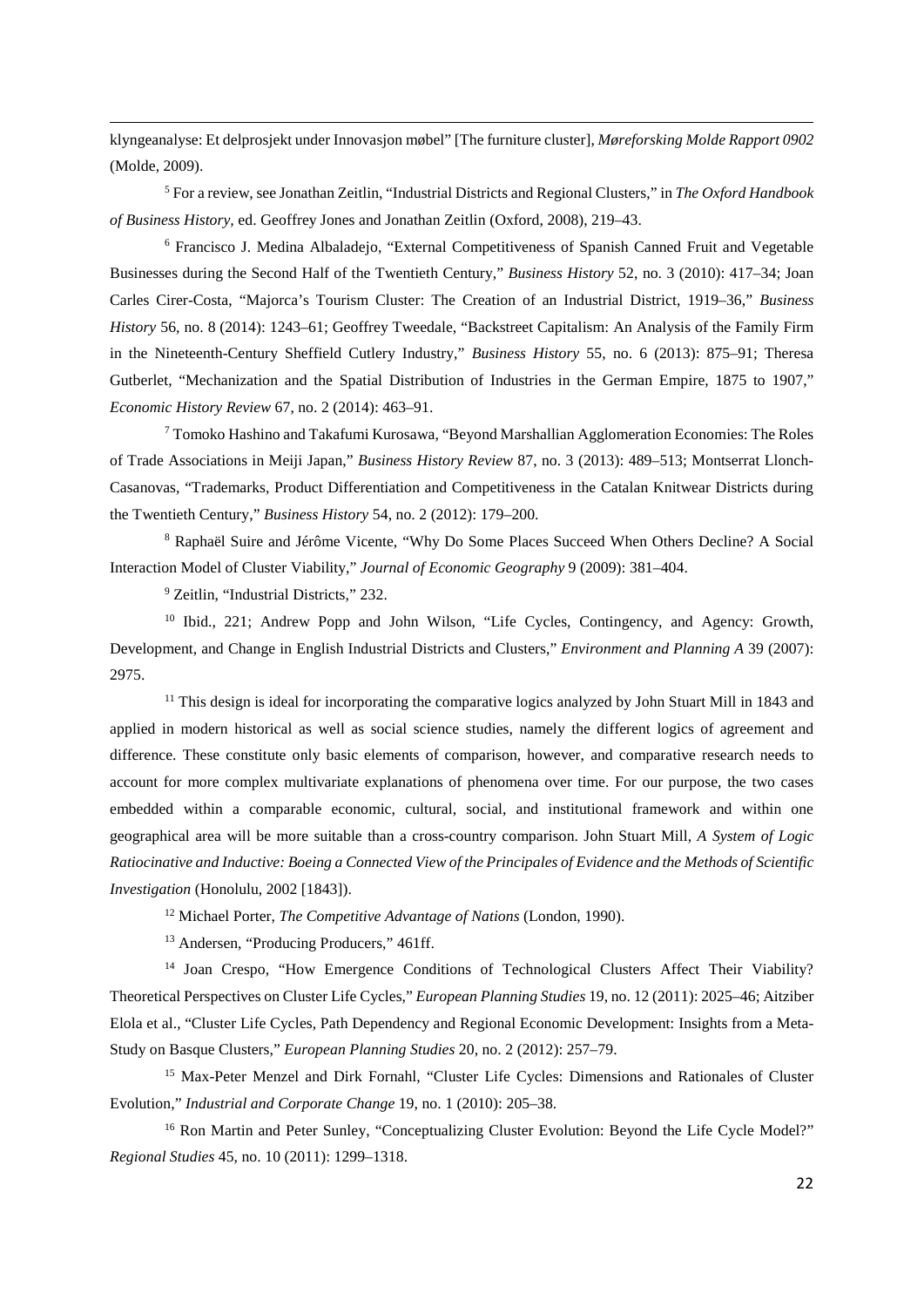klyngeanalyse: Et delprosjekt under Innovasjon møbel" [The furniture cluster], *Møreforsking Molde Rapport 0902* (Molde, 2009).

[5] For a review, see Jonathan Zeitlin, "Industrial Districts and Regional Clusters," in *The Oxford Handbook of Business History*, ed. Geoffrey Jones and Jonathan Zeitlin (Oxford, 2008), 219–43.

[6] Francisco J. Medina Albaladejo, "External Competitiveness of Spanish Canned Fruit and Vegetable Businesses during the Second Half of the Twentieth Century," *Business History* 52, no. 3 (2010): 417–34; Joan Carles Cirer-Costa, "Majorca's Tourism Cluster: The Creation of an Industrial District, 1919–36," *Business History* 56, no. 8 (2014): 1243–61; Geoffrey Tweedale, "Backstreet Capitalism: An Analysis of the Family Firm in the Nineteenth-Century Sheffield Cutlery Industry," *Business History* 55, no. 6 (2013): 875–91; Theresa Gutberlet, "Mechanization and the Spatial Distribution of Industries in the German Empire, 1875 to 1907," *Economic History Review* 67, no. 2 (2014): 463–91.

[7] Tomoko Hashino and Takafumi Kurosawa, "Beyond Marshallian Agglomeration Economies: The Roles of Trade Associations in Meiji Japan," *Business History Review* 87, no. 3 (2013): 489–513; Montserrat Llonch-Casanovas, "Trademarks, Product Differentiation and Competitiveness in the Catalan Knitwear Districts during the Twentieth Century," *Business History* 54, no. 2 (2012): 179–200.

[8] Raphaël Suire and Jérôme Vicente, "Why Do Some Places Succeed When Others Decline? A Social Interaction Model of Cluster Viability," *Journal of Economic Geography* 9 (2009): 381–404.

[9] Zeitlin, "Industrial Districts," 232.

[10] Ibid., 221; Andrew Popp and John Wilson, "Life Cycles, Contingency, and Agency: Growth, Development, and Change in English Industrial Districts and Clusters," *Environment and Planning A* 39 (2007): 2975.

[11] This design is ideal for incorporating the comparative logics analyzed by John Stuart Mill in 1843 and applied in modern historical as well as social science studies, namely the different logics of agreement and difference. These constitute only basic elements of comparison, however, and comparative research needs to account for more complex multivariate explanations of phenomena over time. For our purpose, the two cases embedded within a comparable economic, cultural, social, and institutional framework and within one geographical area will be more suitable than a cross-country comparison. John Stuart Mill, *A System of Logic Ratiocinative and Inductive: Boeing a Connected View of the Principales of Evidence and the Methods of Scientific Investigation* (Honolulu, 2002 [1843]).

[12] Michael Porter, *The Competitive Advantage of Nations* (London, 1990).

[13] Andersen, "Producing Producers," 461ff.

[14] Joan Crespo, "How Emergence Conditions of Technological Clusters Affect Their Viability? Theoretical Perspectives on Cluster Life Cycles," *European Planning Studies* 19, no. 12 (2011): 2025–46; Aitziber Elola et al., "Cluster Life Cycles, Path Dependency and Regional Economic Development: Insights from a Meta-Study on Basque Clusters," *European Planning Studies* 20, no. 2 (2012): 257–79.

[15] Max-Peter Menzel and Dirk Fornahl, "Cluster Life Cycles: Dimensions and Rationales of Cluster Evolution," *Industrial and Corporate Change* 19, no. 1 (2010): 205–38.

[16] Ron Martin and Peter Sunley, "Conceptualizing Cluster Evolution: Beyond the Life Cycle Model?" *Regional Studies* 45, no. 10 (2011): 1299–1318.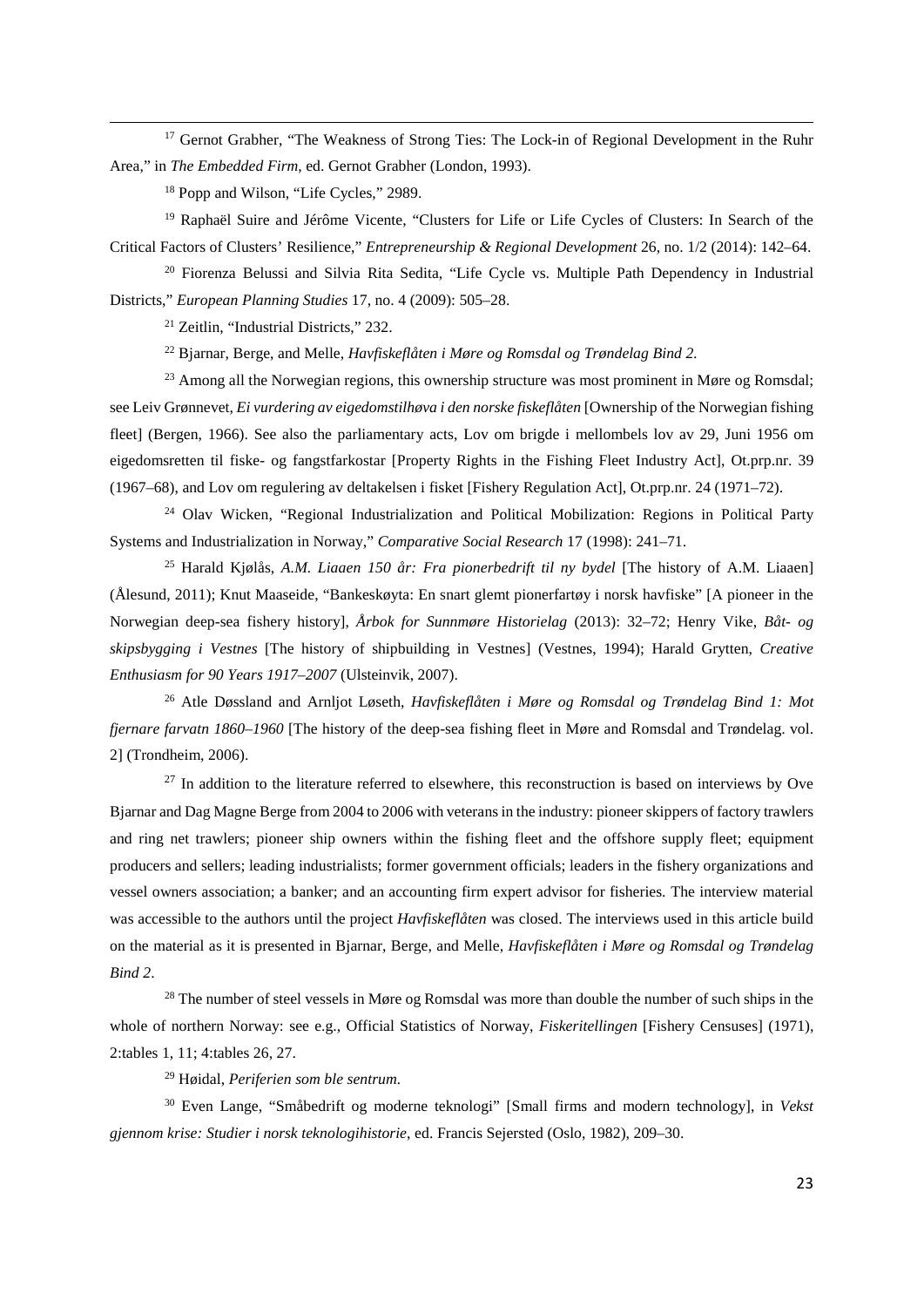[17] Gernot Grabher, "The Weakness of Strong Ties: The Lock-in of Regional Development in the Ruhr Area," in *The Embedded Firm*, ed. Gernot Grabher (London, 1993).

[18] Popp and Wilson, "Life Cycles," 2989.

[19] Raphaël Suire and Jérôme Vicente, "Clusters for Life or Life Cycles of Clusters: In Search of the Critical Factors of Clusters' Resilience," *Entrepreneurship & Regional Development* 26, no. 1/2 (2014): 142–64.

[20] Fiorenza Belussi and Silvia Rita Sedita, "Life Cycle vs. Multiple Path Dependency in Industrial Districts," *European Planning Studies* 17, no. 4 (2009): 505–28.

[21] Zeitlin, "Industrial Districts," 232.

[22] Bjarnar, Berge, and Melle, *Havfiskeflåten i Møre og Romsdal og Trøndelag Bind 2.*

[23] Among all the Norwegian regions, this ownership structure was most prominent in Møre og Romsdal; see Leiv Grønnevet, *Ei vurdering av eigedomstilhøva i den norske fiskeflåten* [Ownership of the Norwegian fishing fleet] (Bergen, 1966). See also the parliamentary acts, Lov om brigde i mellombels lov av 29, Juni 1956 om eigedomsretten til fiske- og fangstfarkostar [Property Rights in the Fishing Fleet Industry Act], Ot.prp.nr. 39 (1967–68), and Lov om regulering av deltakelsen i fisket [Fishery Regulation Act], Ot.prp.nr. 24 (1971–72).

[24] Olav Wicken, "Regional Industrialization and Political Mobilization: Regions in Political Party Systems and Industrialization in Norway," *Comparative Social Research* 17 (1998): 241–71.

[25] Harald Kjølås, *A.M. Liaaen 150 år: Fra pionerbedrift til ny bydel* [The history of A.M. Liaaen] (Ålesund, 2011); Knut Maaseide, "Bankeskøyta: En snart glemt pionerfartøy i norsk havfiske" [A pioneer in the Norwegian deep-sea fishery history], *Årbok for Sunnmøre Historielag* (2013): 32–72; Henry Vike, *Båt- og skipsbygging i Vestnes* [The history of shipbuilding in Vestnes] (Vestnes, 1994); Harald Grytten, *Creative Enthusiasm for 90 Years 1917–2007* (Ulsteinvik, 2007).

[26] Atle Døssland and Arnljot Løseth, *Havfiskeflåten i Møre og Romsdal og Trøndelag Bind 1: Mot fjernare farvatn 1860–1960* [The history of the deep-sea fishing fleet in Møre and Romsdal and Trøndelag. vol. 2] (Trondheim, 2006).

[27] In addition to the literature referred to elsewhere, this reconstruction is based on interviews by Ove Bjarnar and Dag Magne Berge from 2004 to 2006 with veterans in the industry: pioneer skippers of factory trawlers and ring net trawlers; pioneer ship owners within the fishing fleet and the offshore supply fleet; equipment producers and sellers; leading industrialists; former government officials; leaders in the fishery organizations and vessel owners association; a banker; and an accounting firm expert advisor for fisheries. The interview material was accessible to the authors until the project *Havfiskeflåten* was closed. The interviews used in this article build on the material as it is presented in Bjarnar, Berge, and Melle, *Havfiskeflåten i Møre og Romsdal og Trøndelag Bind 2*.

[28] The number of steel vessels in Møre og Romsdal was more than double the number of such ships in the whole of northern Norway: see e.g., Official Statistics of Norway, *Fiskeritellingen* [Fishery Censuses] (1971), 2:tables 1, 11; 4:tables 26, 27.

[29] Høidal, *Periferien som ble sentrum.*

[30] Even Lange, "Småbedrift og moderne teknologi" [Small firms and modern technology], in *Vekst gjennom krise: Studier i norsk teknologihistorie*, ed. Francis Sejersted (Oslo, 1982), 209–30.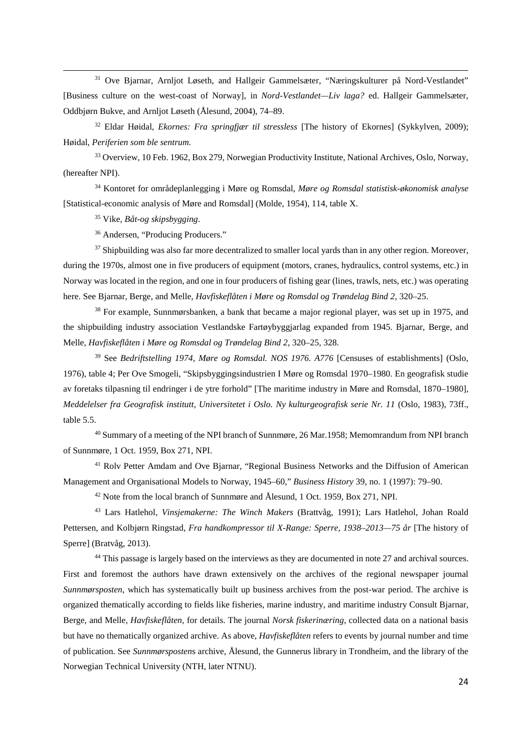[31] Ove Bjarnar, Arnljot Løseth, and Hallgeir Gammelsæter, "Næringskulturer på Nord-Vestlandet" [Business culture on the west-coast of Norway], in *Nord-Vestlandet—Liv laga?* ed. Hallgeir Gammelsæter, Oddbjørn Bukve, and Arnljot Løseth (Ålesund, 2004), 74–89.

[32] Eldar Høidal, *Ekornes: Fra springfjær til stressless* [The history of Ekornes] (Sykkylven, 2009); Høidal, *Periferien som ble sentrum.*

[33] Overview, 10 Feb. 1962, Box 279, Norwegian Productivity Institute, National Archives, Oslo, Norway, (hereafter NPI).

[34] Kontoret for områdeplanlegging i Møre og Romsdal, *Møre og Romsdal statistisk-økonomisk analyse* [Statistical-economic analysis of Møre and Romsdal] (Molde, 1954), 114, table X.

[35] Vike, *Båt-og skipsbygging*.

[36] Andersen, "Producing Producers."

[37] Shipbuilding was also far more decentralized to smaller local yards than in any other region. Moreover, during the 1970s, almost one in five producers of equipment (motors, cranes, hydraulics, control systems, etc.) in Norway was located in the region, and one in four producers of fishing gear (lines, trawls, nets, etc.) was operating here. See Bjarnar, Berge, and Melle, *Havfiskeflåten i Møre og Romsdal og Trøndelag Bind 2*, 320–25.

[38] For example, Sunnmørsbanken, a bank that became a major regional player, was set up in 1975, and the shipbuilding industry association Vestlandske Fartøybyggjarlag expanded from 1945. Bjarnar, Berge, and Melle, *Havfiskeflåten i Møre og Romsdal og Trøndelag Bind 2*, 320–25, 328.

[39] See *Bedriftstelling 1974, Møre og Romsdal. NOS 1976. A776* [Censuses of establishments] (Oslo, 1976), table 4; Per Ove Smogeli, "Skipsbyggingsindustrien I Møre og Romsdal 1970–1980. En geografisk studie av foretaks tilpasning til endringer i de ytre forhold" [The maritime industry in Møre and Romsdal, 1870–1980], *Meddelelser fra Geografisk institutt, Universitetet i Oslo. Ny kulturgeografisk serie Nr. 11* (Oslo, 1983), 73ff., table 5.5.

[40] Summary of a meeting of the NPI branch of Sunnmøre, 26 Mar.1958; Memomrandum from NPI branch of Sunnmøre, 1 Oct. 1959, Box 271, NPI.

[41] Rolv Petter Amdam and Ove Bjarnar, "Regional Business Networks and the Diffusion of American Management and Organisational Models to Norway, 1945–60," *Business History* 39, no. 1 (1997): 79–90.

[42] Note from the local branch of Sunnmøre and Ålesund, 1 Oct. 1959, Box 271, NPI.

[43] Lars Hatlehol, *Vinsjemakerne: The Winch Makers* (Brattvåg, 1991); Lars Hatlehol, Johan Roald Pettersen, and Kolbjørn Ringstad, *Fra handkompressor til X-Range: Sperre, 1938–2013—75 år* [The history of Sperre] (Bratvåg, 2013).

[44] This passage is largely based on the interviews as they are documented in note 27 and archival sources. First and foremost the authors have drawn extensively on the archives of the regional newspaper journal *Sunnmørsposten*, which has systematically built up business archives from the post-war period. The archive is organized thematically according to fields like fisheries, marine industry, and maritime industry Consult Bjarnar, Berge, and Melle, *Havfiskeflåten*, for details. The journal *Norsk fiskerinæring*, collected data on a national basis but have no thematically organized archive. As above, *Havfiskeflåten* refers to events by journal number and time of publication. See *Sunnmørspostens* archive, Ålesund, the Gunnerus library in Trondheim, and the library of the Norwegian Technical University (NTH, later NTNU).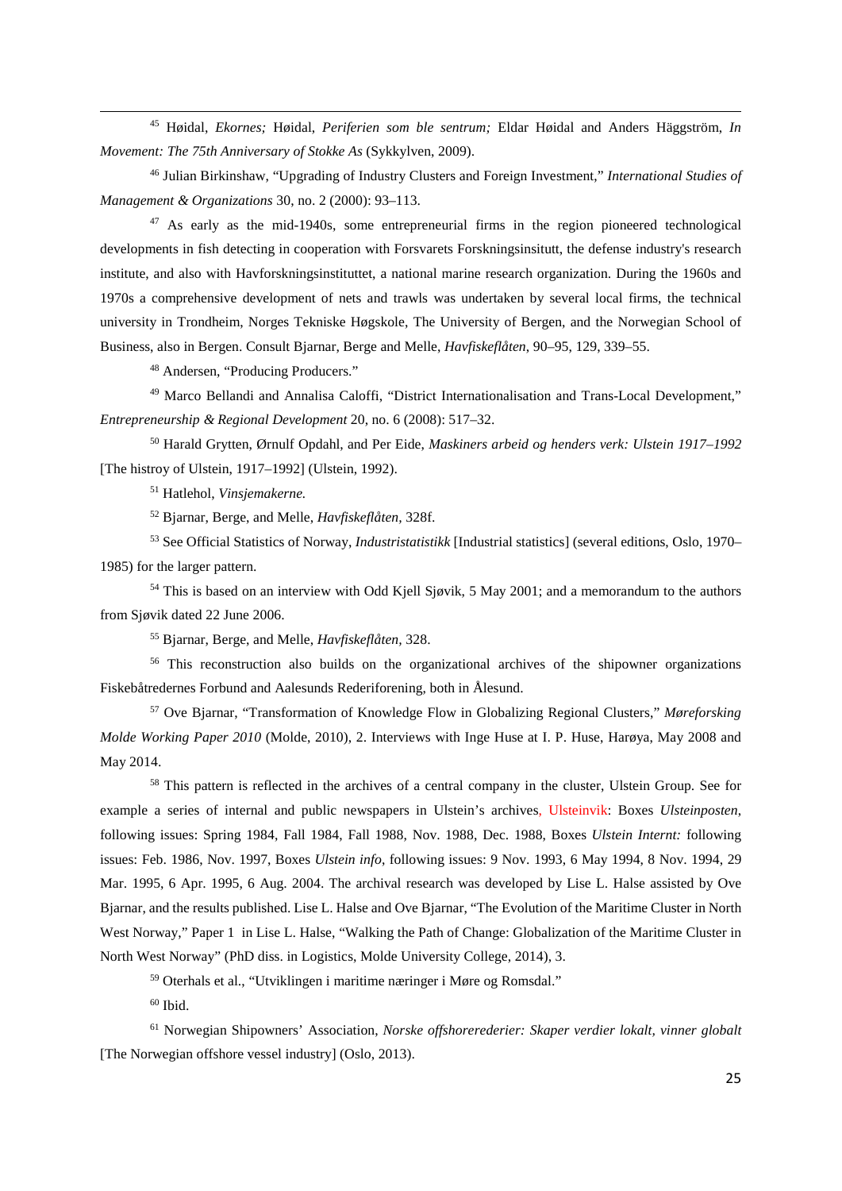[45] Høidal, *Ekornes;* Høidal, *Periferien som ble sentrum;* Eldar Høidal and Anders Häggström, *In Movement: The 75th Anniversary of Stokke As* (Sykkylven, 2009).

[46] Julian Birkinshaw, "Upgrading of Industry Clusters and Foreign Investment," *International Studies of Management & Organizations* 30, no. 2 (2000): 93–113.

[47] As early as the mid-1940s, some entrepreneurial firms in the region pioneered technological developments in fish detecting in cooperation with Forsvarets Forskningsinsitutt, the defense industry's research institute, and also with Havforskningsinstituttet, a national marine research organization. During the 1960s and 1970s a comprehensive development of nets and trawls was undertaken by several local firms, the technical university in Trondheim, Norges Tekniske Høgskole, The University of Bergen, and the Norwegian School of Business, also in Bergen. Consult Bjarnar, Berge and Melle, *Havfiskeflåten*, 90–95, 129, 339–55.

[48] Andersen, "Producing Producers."

[49] Marco Bellandi and Annalisa Caloffi, "District Internationalisation and Trans-Local Development," *Entrepreneurship & Regional Development* 20, no. 6 (2008): 517–32.

[50] Harald Grytten, Ørnulf Opdahl, and Per Eide, *Maskiners arbeid og henders verk: Ulstein 1917–1992* [The histroy of Ulstein, 1917–1992] (Ulstein, 1992).

[51] Hatlehol, *Vinsjemakerne.*

[52] Bjarnar, Berge, and Melle, *Havfiskeflåten*, 328f.

[53] See Official Statistics of Norway, *Industristatistikk* [Industrial statistics] (several editions, Oslo, 1970–1985) for the larger pattern.

[54] This is based on an interview with Odd Kjell Sjøvik, 5 May 2001; and a memorandum to the authors from Sjøvik dated 22 June 2006.

[55] Bjarnar, Berge, and Melle, *Havfiskeflåten*, 328.

[56] This reconstruction also builds on the organizational archives of the shipowner organizations Fiskebåtredernes Forbund and Aalesunds Rederiforening, both in Ålesund.

[57] Ove Bjarnar, "Transformation of Knowledge Flow in Globalizing Regional Clusters," *Møreforsking Molde Working Paper 2010* (Molde, 2010), 2. Interviews with Inge Huse at I. P. Huse, Harøya, May 2008 and May 2014.

[58] This pattern is reflected in the archives of a central company in the cluster, Ulstein Group. See for example a series of internal and public newspapers in Ulstein's archives, Ulsteinvik: Boxes *Ulsteinposten*, following issues: Spring 1984, Fall 1984, Fall 1988, Nov. 1988, Dec. 1988, Boxes *Ulstein Internt:* following issues: Feb. 1986, Nov. 1997, Boxes *Ulstein info*, following issues: 9 Nov. 1993, 6 May 1994, 8 Nov. 1994, 29 Mar. 1995, 6 Apr. 1995, 6 Aug. 2004. The archival research was developed by Lise L. Halse assisted by Ove Bjarnar, and the results published. Lise L. Halse and Ove Bjarnar, "The Evolution of the Maritime Cluster in North West Norway," Paper 1 in Lise L. Halse, "Walking the Path of Change: Globalization of the Maritime Cluster in North West Norway" (PhD diss. in Logistics, Molde University College, 2014), 3.

[59] Oterhals et al., "Utviklingen i maritime næringer i Møre og Romsdal."

[60] Ibid.

[61] Norwegian Shipowners' Association, *Norske offshorerederier: Skaper verdier lokalt, vinner globalt* [The Norwegian offshore vessel industry] (Oslo, 2013).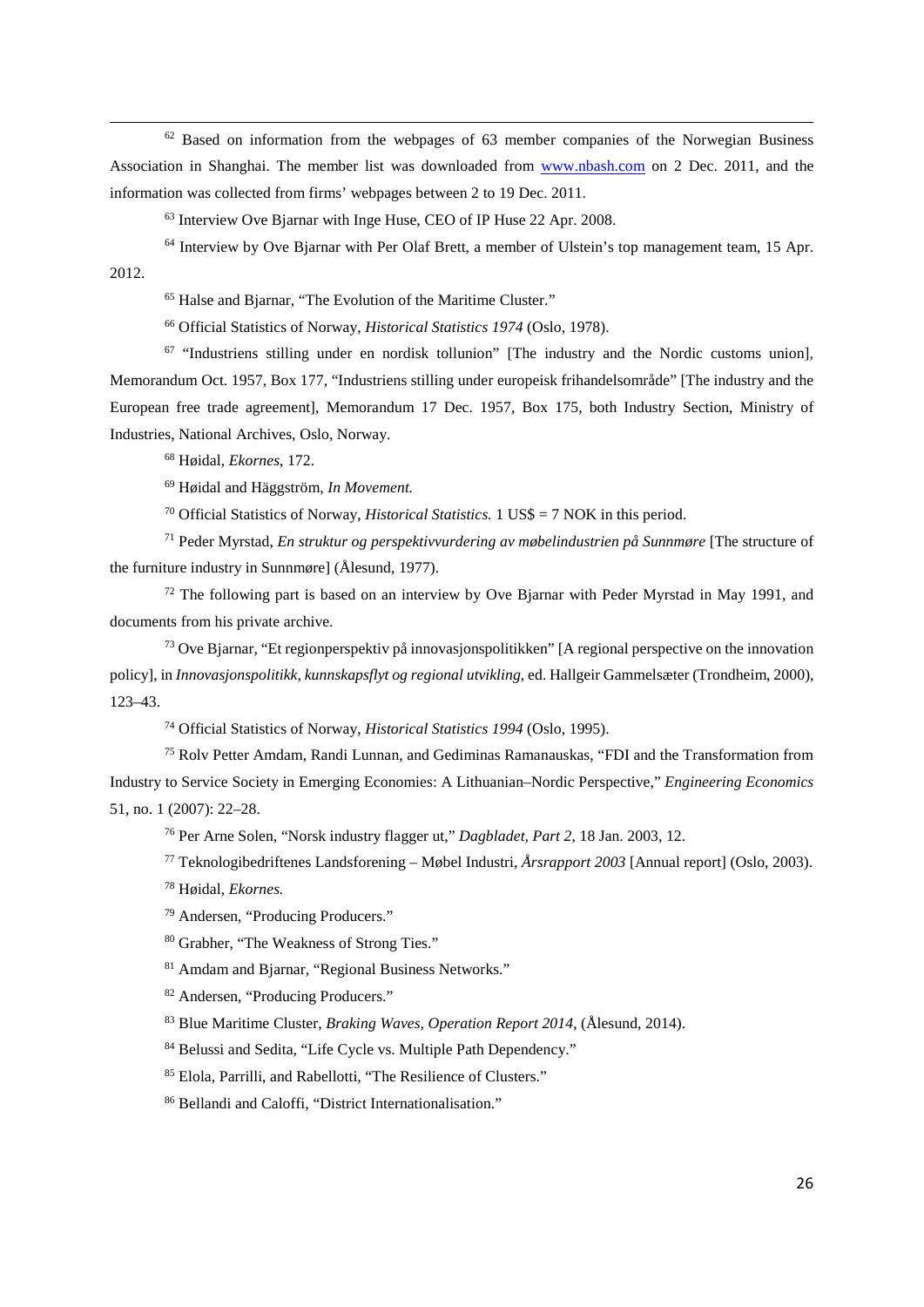[62] Based on information from the webpages of 63 member companies of the Norwegian Business Association in Shanghai. The member list was downloaded from www.nbash.com on 2 Dec. 2011, and the information was collected from firms' webpages between 2 to 19 Dec. 2011.

[63] Interview Ove Bjarnar with Inge Huse, CEO of IP Huse 22 Apr. 2008.

[64] Interview by Ove Bjarnar with Per Olaf Brett, a member of Ulstein's top management team, 15 Apr. 2012.

[65] Halse and Bjarnar, "The Evolution of the Maritime Cluster."

[66] Official Statistics of Norway, *Historical Statistics 1974* (Oslo, 1978).

[67] "Industriens stilling under en nordisk tollunion" [The industry and the Nordic customs union], Memorandum Oct. 1957, Box 177, "Industriens stilling under europeisk frihandelsområde" [The industry and the European free trade agreement], Memorandum 17 Dec. 1957, Box 175, both Industry Section, Ministry of Industries, National Archives, Oslo, Norway.

[68] Høidal, *Ekornes*, 172.

[69] Høidal and Häggström, *In Movement.*

[70] Official Statistics of Norway, *Historical Statistics.* 1 US$ = 7 NOK in this period.

[71] Peder Myrstad, *En struktur og perspektivvurdering av møbelindustrien på Sunnmøre* [The structure of the furniture industry in Sunnmøre] (Ålesund, 1977).

[72] The following part is based on an interview by Ove Bjarnar with Peder Myrstad in May 1991, and documents from his private archive.

[73] Ove Bjarnar, "Et regionperspektiv på innovasjonspolitikken" [A regional perspective on the innovation policy], in *Innovasjonspolitikk, kunnskapsflyt og regional utvikling*, ed. Hallgeir Gammelsæter (Trondheim, 2000), 123–43.

[74] Official Statistics of Norway, *Historical Statistics 1994* (Oslo, 1995).

[75] Rolv Petter Amdam, Randi Lunnan, and Gediminas Ramanauskas, "FDI and the Transformation from Industry to Service Society in Emerging Economies: A Lithuanian–Nordic Perspective," *Engineering Economics* 51, no. 1 (2007): 22–28.

[76] Per Arne Solen, "Norsk industry flagger ut," *Dagbladet, Part 2*, 18 Jan. 2003, 12.

[77] Teknologibedriftenes Landsforening – Møbel Industri, *Årsrapport 2003* [Annual report] (Oslo, 2003).

[78] Høidal, *Ekornes.*

[79] Andersen, "Producing Producers."

[80] Grabher, "The Weakness of Strong Ties."

[81] Amdam and Bjarnar, "Regional Business Networks."

[82] Andersen, "Producing Producers."

[83] Blue Maritime Cluster, *Braking Waves, Operation Report 2014*, (Ålesund, 2014).

[84] Belussi and Sedita, "Life Cycle vs. Multiple Path Dependency."

[85] Elola, Parrilli, and Rabellotti, "The Resilience of Clusters."

[86] Bellandi and Caloffi, "District Internationalisation."